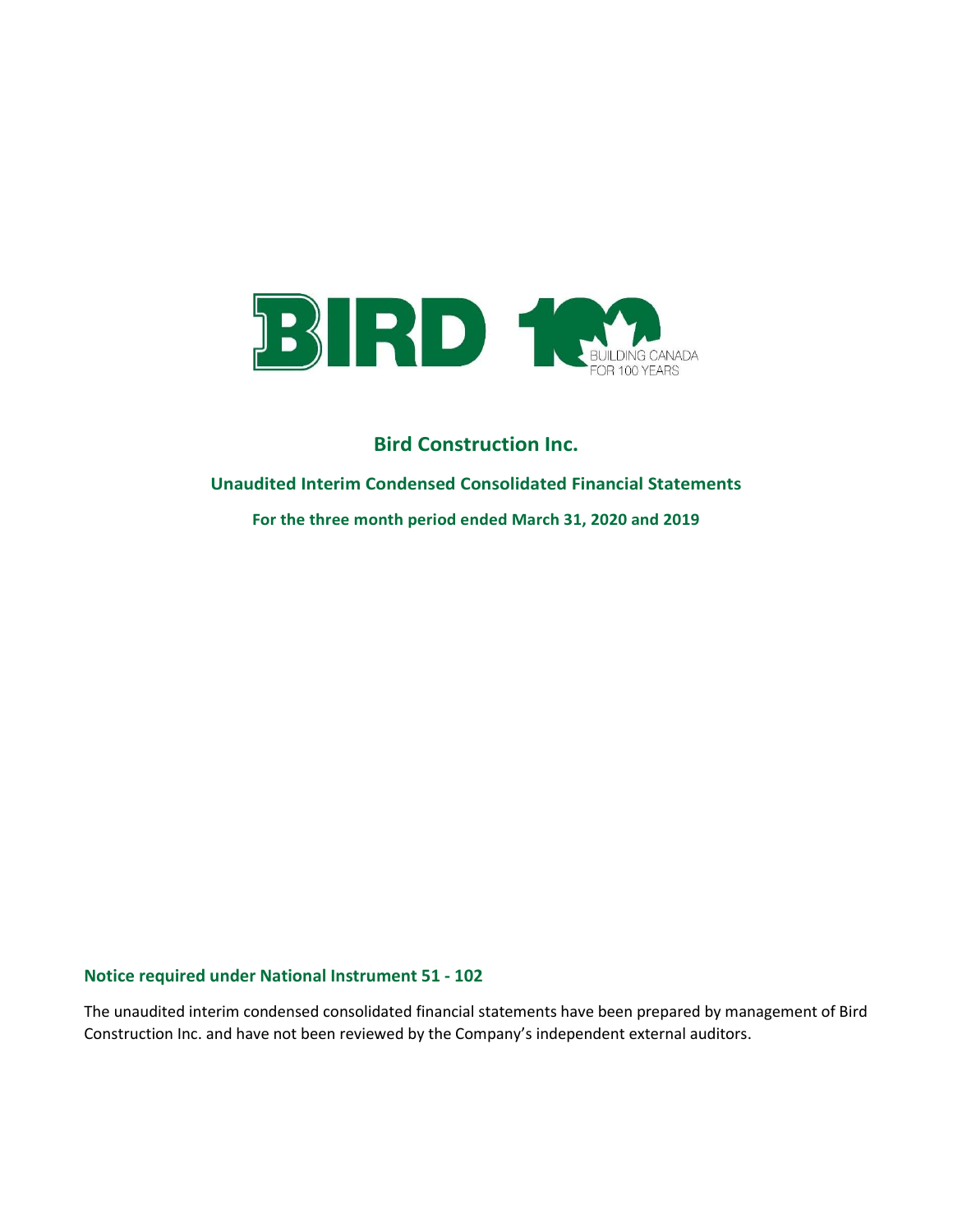BIRD 100 BUILDING CANADA FOR 100 YEARS

# Bird Construction Inc.

## Unaudited Interim Condensed Consolidated Financial Statements

### For the three month period ended March 31, 2020 and 2019

**Notice required under National Instrument 51 - 102**

The unaudited interim condensed consolidated financial statements have been prepared by management of Bird Construction Inc. and have not been reviewed by the Company's independent external auditors.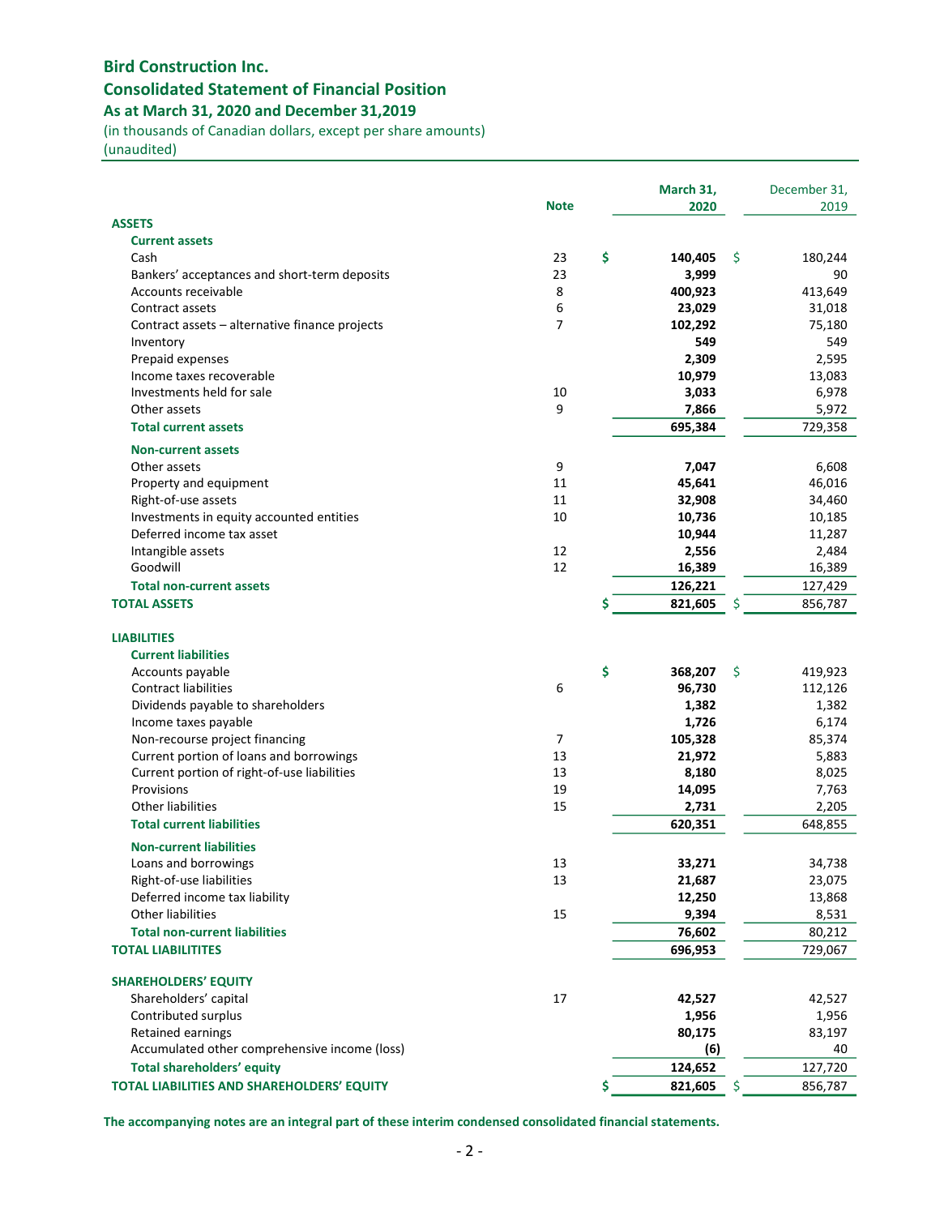# Bird Construction Inc.

## Consolidated Statement of Financial Position

### As at March 31, 2020 and December 31,2019

(in thousands of Canadian dollars, except per share amounts)
(unaudited)

| | Note | March 31, 2020 | December 31, 2019 |
|---|---|---|---|
| **ASSETS** | | | |
| **Current assets** | | | |
| Cash | 23 | $ **140,405** | $ 180,244 |
| Bankers' acceptances and short-term deposits | 23 | **3,999** | 90 |
| Accounts receivable | 8 | **400,923** | 413,649 |
| Contract assets | 6 | **23,029** | 31,018 |
| Contract assets – alternative finance projects | 7 | **102,292** | 75,180 |
| Inventory | | **549** | 549 |
| Prepaid expenses | | **2,309** | 2,595 |
| Income taxes recoverable | | **10,979** | 13,083 |
| Investments held for sale | 10 | **3,033** | 6,978 |
| Other assets | 9 | **7,866** | 5,972 |
| **Total current assets** | | **695,384** | 729,358 |
| **Non-current assets** | | | |
| Other assets | 9 | **7,047** | 6,608 |
| Property and equipment | 11 | **45,641** | 46,016 |
| Right-of-use assets | 11 | **32,908** | 34,460 |
| Investments in equity accounted entities | 10 | **10,736** | 10,185 |
| Deferred income tax asset | | **10,944** | 11,287 |
| Intangible assets | 12 | **2,556** | 2,484 |
| Goodwill | 12 | **16,389** | 16,389 |
| **Total non-current assets** | | **126,221** | 127,429 |
| **TOTAL ASSETS** | | $ **821,605** | $ 856,787 |
| **LIABILITIES** | | | |
| **Current liabilities** | | | |
| Accounts payable | | $ **368,207** | $ 419,923 |
| Contract liabilities | 6 | **96,730** | 112,126 |
| Dividends payable to shareholders | | **1,382** | 1,382 |
| Income taxes payable | | **1,726** | 6,174 |
| Non-recourse project financing | 7 | **105,328** | 85,374 |
| Current portion of loans and borrowings | 13 | **21,972** | 5,883 |
| Current portion of right-of-use liabilities | 13 | **8,180** | 8,025 |
| Provisions | 19 | **14,095** | 7,763 |
| Other liabilities | 15 | **2,731** | 2,205 |
| **Total current liabilities** | | **620,351** | 648,855 |
| **Non-current liabilities** | | | |
| Loans and borrowings | 13 | **33,271** | 34,738 |
| Right-of-use liabilities | 13 | **21,687** | 23,075 |
| Deferred income tax liability | | **12,250** | 13,868 |
| Other liabilities | 15 | **9,394** | 8,531 |
| **Total non-current liabilities** | | **76,602** | 80,212 |
| **TOTAL LIABILITITES** | | **696,953** | 729,067 |
| **SHAREHOLDERS' EQUITY** | | | |
| Shareholders' capital | 17 | **42,527** | 42,527 |
| Contributed surplus | | **1,956** | 1,956 |
| Retained earnings | | **80,175** | 83,197 |
| Accumulated other comprehensive income (loss) | | **(6)** | 40 |
| **Total shareholders' equity** | | **124,652** | 127,720 |
| **TOTAL LIABILITIES AND SHAREHOLDERS' EQUITY** | | $ **821,605** | $ 856,787 |

**The accompanying notes are an integral part of these interim condensed consolidated financial statements.**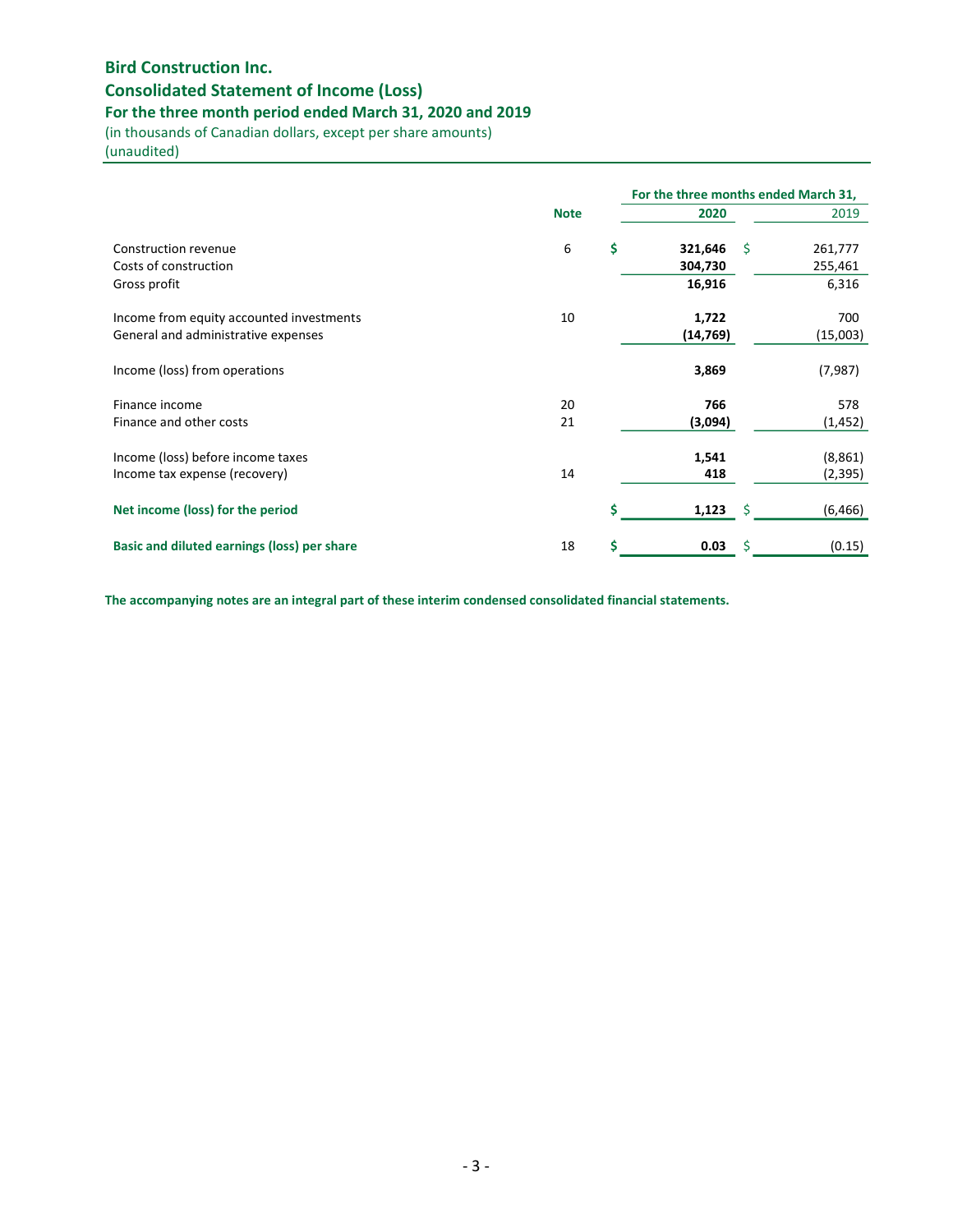# Bird Construction Inc.

## Consolidated Statement of Income (Loss)

### For the three month period ended March 31, 2020 and 2019

(in thousands of Canadian dollars, except per share amounts)
(unaudited)

| | Note | For the three months ended March 31, 2020 | 2019 |
|---|---|---|---|
| Construction revenue | 6 | $ **321,646** | $ 261,777 |
| Costs of construction | | **304,730** | 255,461 |
| Gross profit | | **16,916** | 6,316 |
| | | | |
| Income from equity accounted investments | 10 | **1,722** | 700 |
| General and administrative expenses | | **(14,769)** | (15,003) |
| | | | |
| Income (loss) from operations | | **3,869** | (7,987) |
| | | | |
| Finance income | 20 | **766** | 578 |
| Finance and other costs | 21 | **(3,094)** | (1,452) |
| | | | |
| Income (loss) before income taxes | | **1,541** | (8,861) |
| Income tax expense (recovery) | 14 | **418** | (2,395) |
| | | | |
| **Net income (loss) for the period** | | $ **1,123** | $ (6,466) |
| | | | |
| **Basic and diluted earnings (loss) per share** | 18 | $ **0.03** | $ (0.15) |

**The accompanying notes are an integral part of these interim condensed consolidated financial statements.**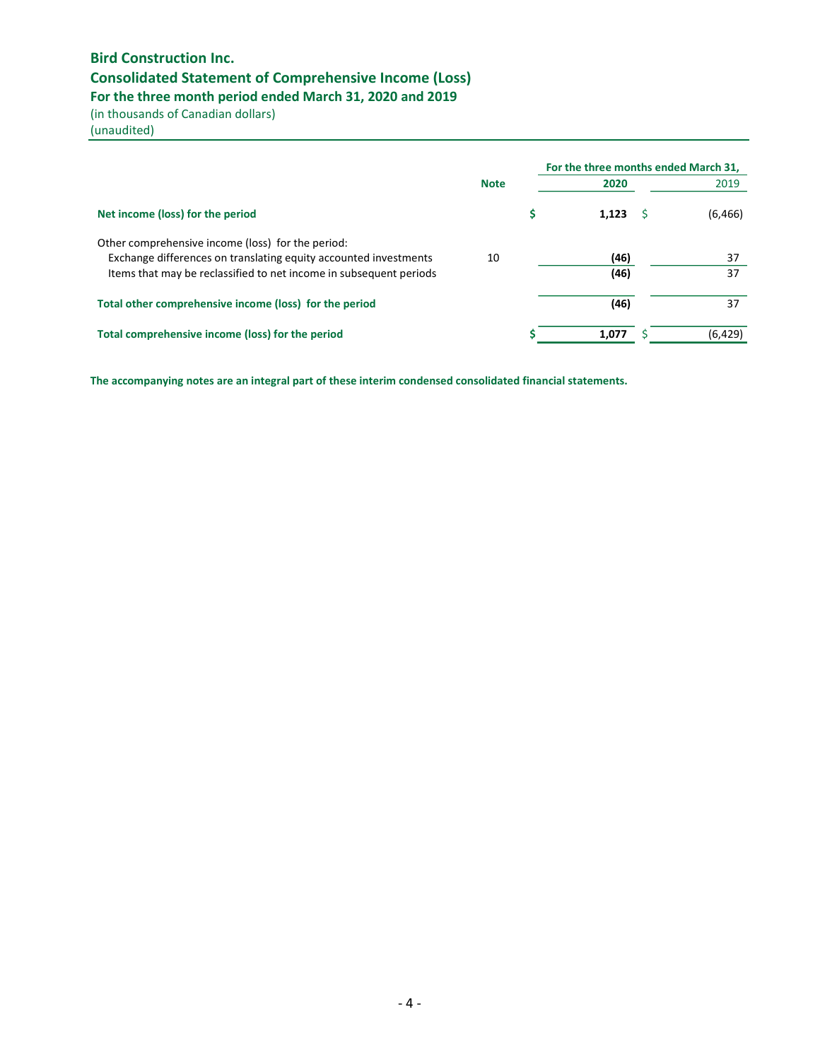# Bird Construction Inc.

## Consolidated Statement of Comprehensive Income (Loss)

### For the three month period ended March 31, 2020 and 2019

(in thousands of Canadian dollars)
(unaudited)

| | Note | For the three months ended March 31, 2020 | 2019 |
|---|---|---|---|
| **Net income (loss) for the period** | | $ **1,123** | $ (6,466) |
| Other comprehensive income (loss) for the period: | | | |
| Exchange differences on translating equity accounted investments | 10 | **(46)** | 37 |
| Items that may be reclassified to net income in subsequent periods | | **(46)** | 37 |
| **Total other comprehensive income (loss) for the period** | | **(46)** | 37 |
| **Total comprehensive income (loss) for the period** | | $ **1,077** | $ (6,429) |

**The accompanying notes are an integral part of these interim condensed consolidated financial statements.**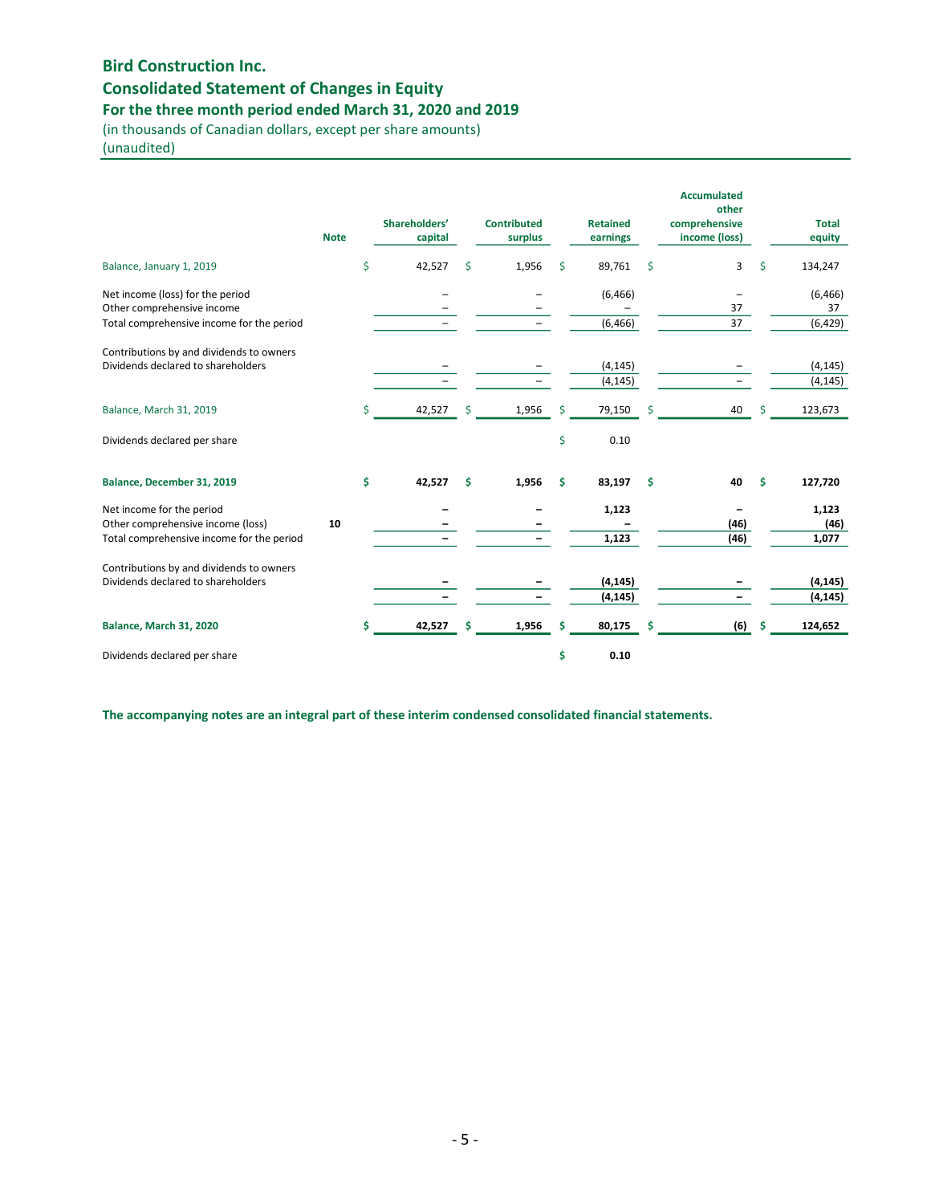# Bird Construction Inc.

## Consolidated Statement of Changes in Equity

### For the three month period ended March 31, 2020 and 2019

(in thousands of Canadian dollars, except per share amounts)
(unaudited)

| | Note | Shareholders' capital | Contributed surplus | Retained earnings | Accumulated other comprehensive income (loss) | Total equity |
|---|---|---|---|---|---|---|
| Balance, January 1, 2019 | | $ 42,527 | $ 1,956 | $ 89,761 | $ 3 | $ 134,247 |
| Net income (loss) for the period | | – | – | (6,466) | – | (6,466) |
| Other comprehensive income | | – | – | – | 37 | 37 |
| Total comprehensive income for the period | | – | – | (6,466) | 37 | (6,429) |
| Contributions by and dividends to owners | | | | | | |
| Dividends declared to shareholders | | – | – | (4,145) | – | (4,145) |
| | | – | – | (4,145) | – | (4,145) |
| Balance, March 31, 2019 | | $ 42,527 | $ 1,956 | $ 79,150 | $ 40 | $ 123,673 |
| Dividends declared per share | | | | $ 0.10 | | |
| **Balance, December 31, 2019** | | **$ 42,527** | **$ 1,956** | **$ 83,197** | **$ 40** | **$ 127,720** |
| Net income for the period | | **–** | **–** | **1,123** | **–** | **1,123** |
| Other comprehensive income (loss) | **10** | **–** | **–** | **–** | **(46)** | **(46)** |
| Total comprehensive income for the period | | **–** | **–** | **1,123** | **(46)** | **1,077** |
| Contributions by and dividends to owners | | | | | | |
| Dividends declared to shareholders | | **–** | **–** | **(4,145)** | **–** | **(4,145)** |
| | | **–** | **–** | **(4,145)** | **–** | **(4,145)** |
| **Balance, March 31, 2020** | | **$ 42,527** | **$ 1,956** | **$ 80,175** | **$ (6)** | **$ 124,652** |
| Dividends declared per share | | | | **$ 0.10** | | |

**The accompanying notes are an integral part of these interim condensed consolidated financial statements.**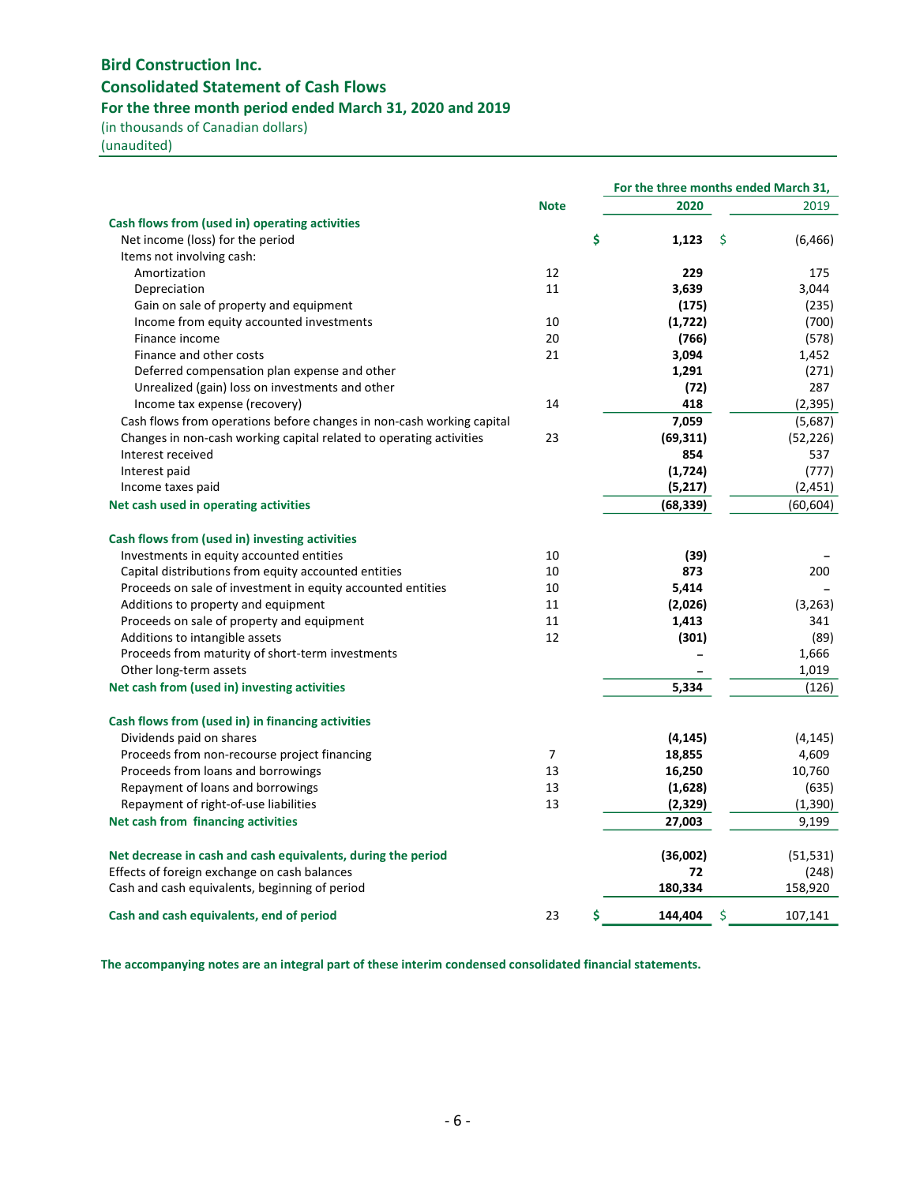# Bird Construction Inc.

## Consolidated Statement of Cash Flows

### For the three month period ended March 31, 2020 and 2019

(in thousands of Canadian dollars)
(unaudited)

| | Note | For the three months ended March 31, 2020 | 2019 |
|---|---|---|---|
| **Cash flows from (used in) operating activities** | | | |
| Net income (loss) for the period | | $ **1,123** | $ (6,466) |
| Items not involving cash: | | | |
| Amortization | 12 | **229** | 175 |
| Depreciation | 11 | **3,639** | 3,044 |
| Gain on sale of property and equipment | | **(175)** | (235) |
| Income from equity accounted investments | 10 | **(1,722)** | (700) |
| Finance income | 20 | **(766)** | (578) |
| Finance and other costs | 21 | **3,094** | 1,452 |
| Deferred compensation plan expense and other | | **1,291** | (271) |
| Unrealized (gain) loss on investments and other | | **(72)** | 287 |
| Income tax expense (recovery) | 14 | **418** | (2,395) |
| Cash flows from operations before changes in non-cash working capital | | **7,059** | (5,687) |
| Changes in non-cash working capital related to operating activities | 23 | **(69,311)** | (52,226) |
| Interest received | | **854** | 537 |
| Interest paid | | **(1,724)** | (777) |
| Income taxes paid | | **(5,217)** | (2,451) |
| **Net cash used in operating activities** | | **(68,339)** | (60,604) |
| | | | |
| **Cash flows from (used in) investing activities** | | | |
| Investments in equity accounted entities | 10 | **(39)** | – |
| Capital distributions from equity accounted entities | 10 | **873** | 200 |
| Proceeds on sale of investment in equity accounted entities | 10 | **5,414** | – |
| Additions to property and equipment | 11 | **(2,026)** | (3,263) |
| Proceeds on sale of property and equipment | 11 | **1,413** | 341 |
| Additions to intangible assets | 12 | **(301)** | (89) |
| Proceeds from maturity of short-term investments | | **–** | 1,666 |
| Other long-term assets | | **–** | 1,019 |
| **Net cash from (used in) investing activities** | | **5,334** | (126) |
| | | | |
| **Cash flows from (used in) in financing activities** | | | |
| Dividends paid on shares | | **(4,145)** | (4,145) |
| Proceeds from non-recourse project financing | 7 | **18,855** | 4,609 |
| Proceeds from loans and borrowings | 13 | **16,250** | 10,760 |
| Repayment of loans and borrowings | 13 | **(1,628)** | (635) |
| Repayment of right-of-use liabilities | 13 | **(2,329)** | (1,390) |
| **Net cash from financing activities** | | **27,003** | 9,199 |
| | | | |
| **Net decrease in cash and cash equivalents, during the period** | | **(36,002)** | (51,531) |
| Effects of foreign exchange on cash balances | | **72** | (248) |
| Cash and cash equivalents, beginning of period | | **180,334** | 158,920 |
| | | | |
| **Cash and cash equivalents, end of period** | 23 | $ **144,404** | $ 107,141 |

**The accompanying notes are an integral part of these interim condensed consolidated financial statements.**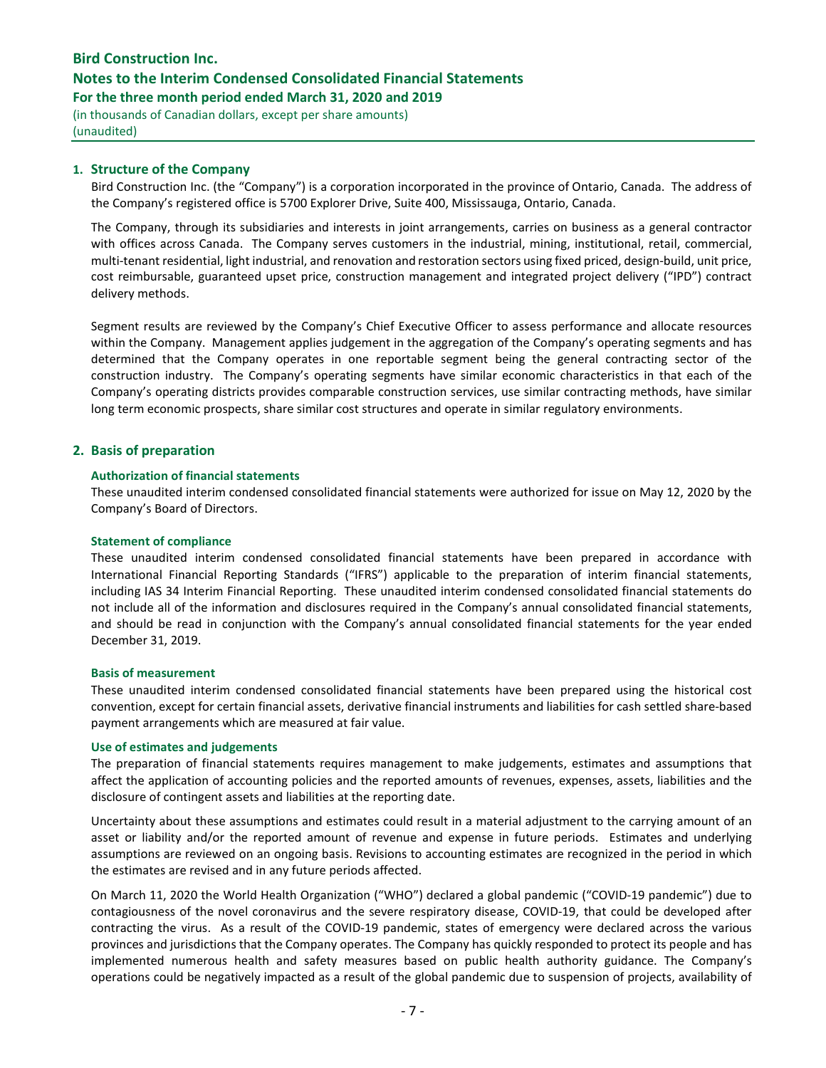## 1. Structure of the Company

Bird Construction Inc. (the "Company") is a corporation incorporated in the province of Ontario, Canada. The address of the Company's registered office is 5700 Explorer Drive, Suite 400, Mississauga, Ontario, Canada.

The Company, through its subsidiaries and interests in joint arrangements, carries on business as a general contractor with offices across Canada. The Company serves customers in the industrial, mining, institutional, retail, commercial, multi-tenant residential, light industrial, and renovation and restoration sectors using fixed priced, design-build, unit price, cost reimbursable, guaranteed upset price, construction management and integrated project delivery ("IPD") contract delivery methods.

Segment results are reviewed by the Company's Chief Executive Officer to assess performance and allocate resources within the Company. Management applies judgement in the aggregation of the Company's operating segments and has determined that the Company operates in one reportable segment being the general contracting sector of the construction industry. The Company's operating segments have similar economic characteristics in that each of the Company's operating districts provides comparable construction services, use similar contracting methods, have similar long term economic prospects, share similar cost structures and operate in similar regulatory environments.

## 2. Basis of preparation

### Authorization of financial statements

These unaudited interim condensed consolidated financial statements were authorized for issue on May 12, 2020 by the Company's Board of Directors.

### Statement of compliance

These unaudited interim condensed consolidated financial statements have been prepared in accordance with International Financial Reporting Standards ("IFRS") applicable to the preparation of interim financial statements, including IAS 34 Interim Financial Reporting. These unaudited interim condensed consolidated financial statements do not include all of the information and disclosures required in the Company's annual consolidated financial statements, and should be read in conjunction with the Company's annual consolidated financial statements for the year ended December 31, 2019.

### Basis of measurement

These unaudited interim condensed consolidated financial statements have been prepared using the historical cost convention, except for certain financial assets, derivative financial instruments and liabilities for cash settled share-based payment arrangements which are measured at fair value.

### Use of estimates and judgements

The preparation of financial statements requires management to make judgements, estimates and assumptions that affect the application of accounting policies and the reported amounts of revenues, expenses, assets, liabilities and the disclosure of contingent assets and liabilities at the reporting date.

Uncertainty about these assumptions and estimates could result in a material adjustment to the carrying amount of an asset or liability and/or the reported amount of revenue and expense in future periods. Estimates and underlying assumptions are reviewed on an ongoing basis. Revisions to accounting estimates are recognized in the period in which the estimates are revised and in any future periods affected.

On March 11, 2020 the World Health Organization ("WHO") declared a global pandemic ("COVID-19 pandemic") due to contagiousness of the novel coronavirus and the severe respiratory disease, COVID-19, that could be developed after contracting the virus. As a result of the COVID-19 pandemic, states of emergency were declared across the various provinces and jurisdictions that the Company operates. The Company has quickly responded to protect its people and has implemented numerous health and safety measures based on public health authority guidance. The Company's operations could be negatively impacted as a result of the global pandemic due to suspension of projects, availability of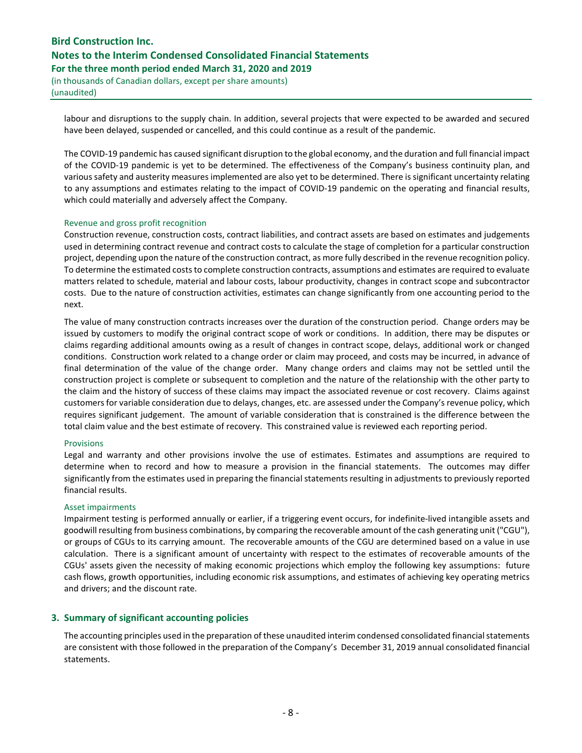labour and disruptions to the supply chain. In addition, several projects that were expected to be awarded and secured have been delayed, suspended or cancelled, and this could continue as a result of the pandemic.

The COVID-19 pandemic has caused significant disruption to the global economy, and the duration and full financial impact of the COVID-19 pandemic is yet to be determined. The effectiveness of the Company's business continuity plan, and various safety and austerity measures implemented are also yet to be determined. There is significant uncertainty relating to any assumptions and estimates relating to the impact of COVID-19 pandemic on the operating and financial results, which could materially and adversely affect the Company.

### Revenue and gross profit recognition

Construction revenue, construction costs, contract liabilities, and contract assets are based on estimates and judgements used in determining contract revenue and contract costs to calculate the stage of completion for a particular construction project, depending upon the nature of the construction contract, as more fully described in the revenue recognition policy. To determine the estimated costs to complete construction contracts, assumptions and estimates are required to evaluate matters related to schedule, material and labour costs, labour productivity, changes in contract scope and subcontractor costs. Due to the nature of construction activities, estimates can change significantly from one accounting period to the next.

The value of many construction contracts increases over the duration of the construction period. Change orders may be issued by customers to modify the original contract scope of work or conditions. In addition, there may be disputes or claims regarding additional amounts owing as a result of changes in contract scope, delays, additional work or changed conditions. Construction work related to a change order or claim may proceed, and costs may be incurred, in advance of final determination of the value of the change order. Many change orders and claims may not be settled until the construction project is complete or subsequent to completion and the nature of the relationship with the other party to the claim and the history of success of these claims may impact the associated revenue or cost recovery. Claims against customers for variable consideration due to delays, changes, etc. are assessed under the Company's revenue policy, which requires significant judgement. The amount of variable consideration that is constrained is the difference between the total claim value and the best estimate of recovery. This constrained value is reviewed each reporting period.

### Provisions

Legal and warranty and other provisions involve the use of estimates. Estimates and assumptions are required to determine when to record and how to measure a provision in the financial statements. The outcomes may differ significantly from the estimates used in preparing the financial statements resulting in adjustments to previously reported financial results.

### Asset impairments

Impairment testing is performed annually or earlier, if a triggering event occurs, for indefinite-lived intangible assets and goodwill resulting from business combinations, by comparing the recoverable amount of the cash generating unit ("CGU"), or groups of CGUs to its carrying amount. The recoverable amounts of the CGU are determined based on a value in use calculation. There is a significant amount of uncertainty with respect to the estimates of recoverable amounts of the CGUs' assets given the necessity of making economic projections which employ the following key assumptions: future cash flows, growth opportunities, including economic risk assumptions, and estimates of achieving key operating metrics and drivers; and the discount rate.

## 3. Summary of significant accounting policies

The accounting principles used in the preparation of these unaudited interim condensed consolidated financial statements are consistent with those followed in the preparation of the Company's December 31, 2019 annual consolidated financial statements.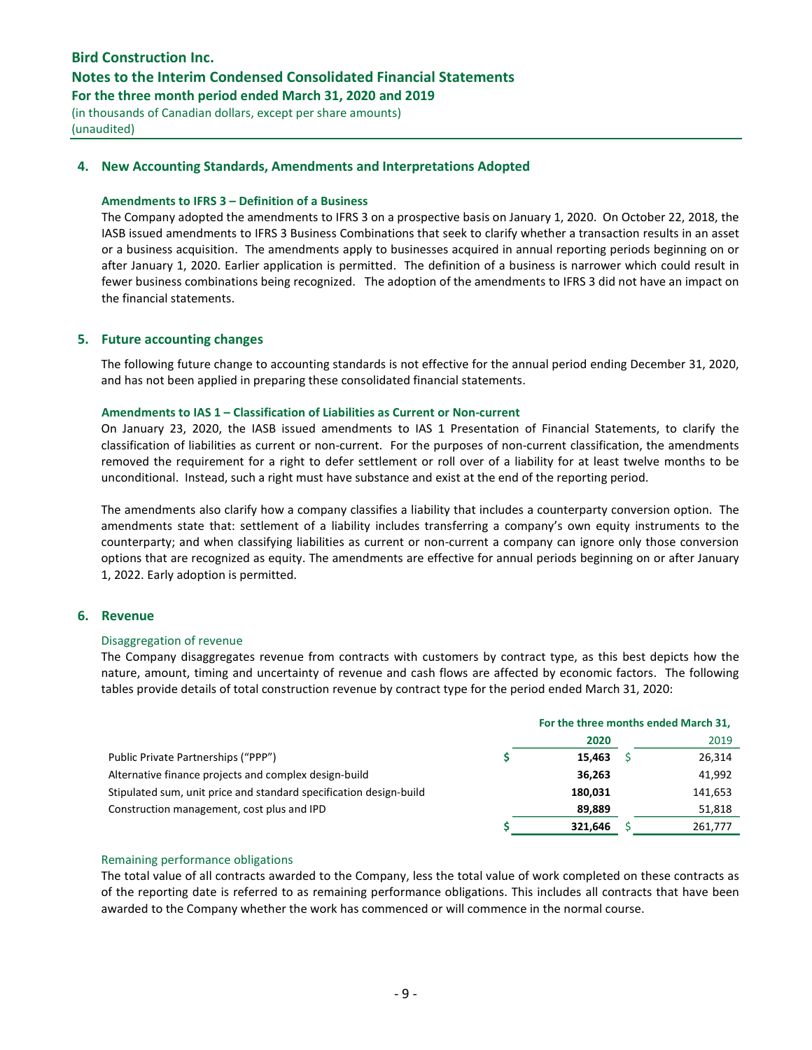## 4. New Accounting Standards, Amendments and Interpretations Adopted

**Amendments to IFRS 3 – Definition of a Business**

The Company adopted the amendments to IFRS 3 on a prospective basis on January 1, 2020. On October 22, 2018, the IASB issued amendments to IFRS 3 Business Combinations that seek to clarify whether a transaction results in an asset or a business acquisition. The amendments apply to businesses acquired in annual reporting periods beginning on or after January 1, 2020. Earlier application is permitted. The definition of a business is narrower which could result in fewer business combinations being recognized. The adoption of the amendments to IFRS 3 did not have an impact on the financial statements.

## 5. Future accounting changes

The following future change to accounting standards is not effective for the annual period ending December 31, 2020, and has not been applied in preparing these consolidated financial statements.

**Amendments to IAS 1 – Classification of Liabilities as Current or Non-current**

On January 23, 2020, the IASB issued amendments to IAS 1 Presentation of Financial Statements, to clarify the classification of liabilities as current or non-current. For the purposes of non-current classification, the amendments removed the requirement for a right to defer settlement or roll over of a liability for at least twelve months to be unconditional. Instead, such a right must have substance and exist at the end of the reporting period.

The amendments also clarify how a company classifies a liability that includes a counterparty conversion option. The amendments state that: settlement of a liability includes transferring a company's own equity instruments to the counterparty; and when classifying liabilities as current or non-current a company can ignore only those conversion options that are recognized as equity. The amendments are effective for annual periods beginning on or after January 1, 2022. Early adoption is permitted.

## 6. Revenue

### Disaggregation of revenue

The Company disaggregates revenue from contracts with customers by contract type, as this best depicts how the nature, amount, timing and uncertainty of revenue and cash flows are affected by economic factors. The following tables provide details of total construction revenue by contract type for the period ended March 31, 2020:

| | For the three months ended March 31, | |
|---|---|---|
| | **2020** | 2019 |
| Public Private Partnerships ("PPP") | **$ 15,463** | $ 26,314 |
| Alternative finance projects and complex design-build | **36,263** | 41,992 |
| Stipulated sum, unit price and standard specification design-build | **180,031** | 141,653 |
| Construction management, cost plus and IPD | **89,889** | 51,818 |
| | **$ 321,646** | $ 261,777 |

### Remaining performance obligations

The total value of all contracts awarded to the Company, less the total value of work completed on these contracts as of the reporting date is referred to as remaining performance obligations. This includes all contracts that have been awarded to the Company whether the work has commenced or will commence in the normal course.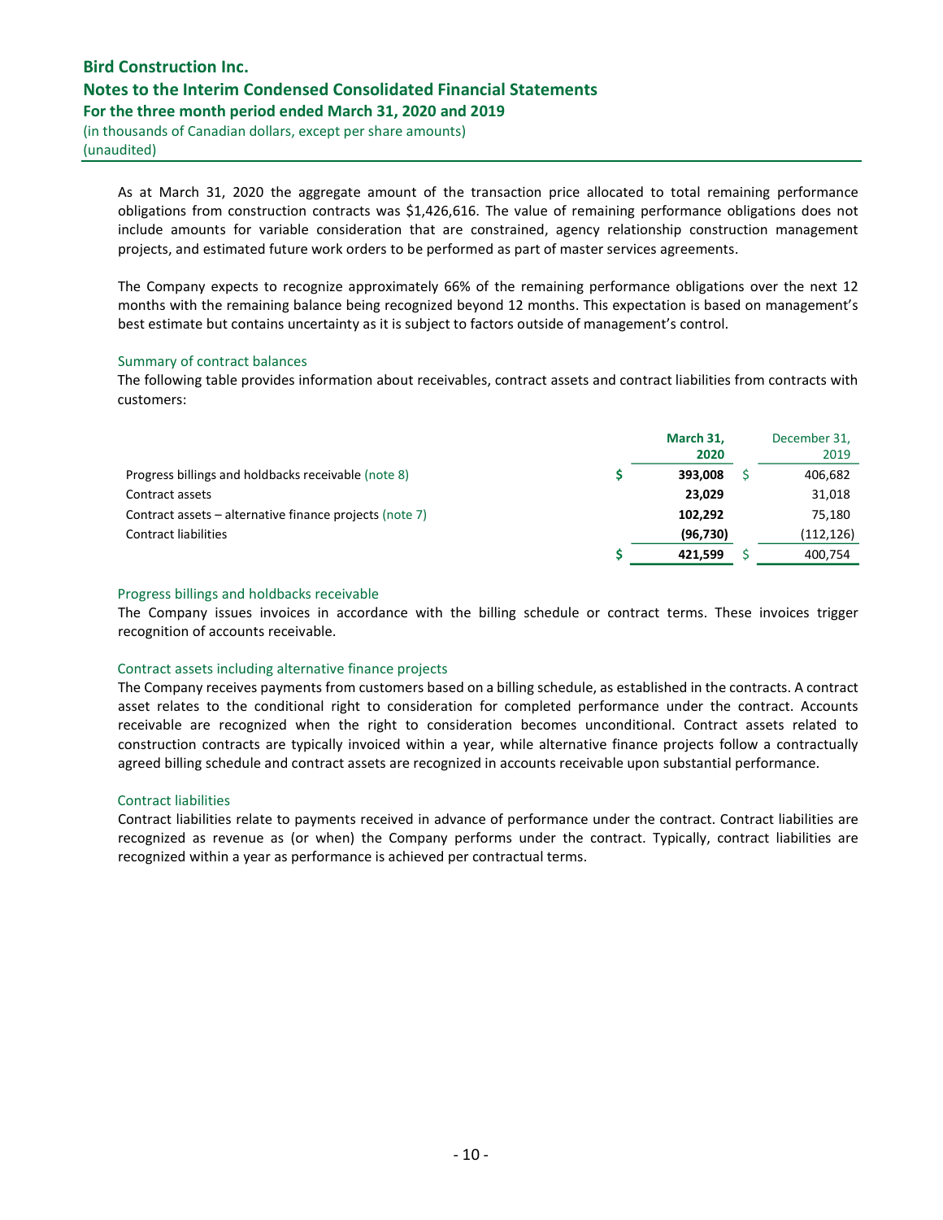As at March 31, 2020 the aggregate amount of the transaction price allocated to total remaining performance obligations from construction contracts was $1,426,616. The value of remaining performance obligations does not include amounts for variable consideration that are constrained, agency relationship construction management projects, and estimated future work orders to be performed as part of master services agreements.

The Company expects to recognize approximately 66% of the remaining performance obligations over the next 12 months with the remaining balance being recognized beyond 12 months. This expectation is based on management's best estimate but contains uncertainty as it is subject to factors outside of management's control.

### Summary of contract balances

The following table provides information about receivables, contract assets and contract liabilities from contracts with customers:

| | March 31, 2020 | December 31, 2019 |
|---|---|---|
| Progress billings and holdbacks receivable (note 8) | $ **393,008** | $ 406,682 |
| Contract assets | **23,029** | 31,018 |
| Contract assets – alternative finance projects (note 7) | **102,292** | 75,180 |
| Contract liabilities | **(96,730)** | (112,126) |
| | $ **421,599** | $ 400,754 |

### Progress billings and holdbacks receivable

The Company issues invoices in accordance with the billing schedule or contract terms. These invoices trigger recognition of accounts receivable.

### Contract assets including alternative finance projects

The Company receives payments from customers based on a billing schedule, as established in the contracts. A contract asset relates to the conditional right to consideration for completed performance under the contract. Accounts receivable are recognized when the right to consideration becomes unconditional. Contract assets related to construction contracts are typically invoiced within a year, while alternative finance projects follow a contractually agreed billing schedule and contract assets are recognized in accounts receivable upon substantial performance.

### Contract liabilities

Contract liabilities relate to payments received in advance of performance under the contract. Contract liabilities are recognized as revenue as (or when) the Company performs under the contract. Typically, contract liabilities are recognized within a year as performance is achieved per contractual terms.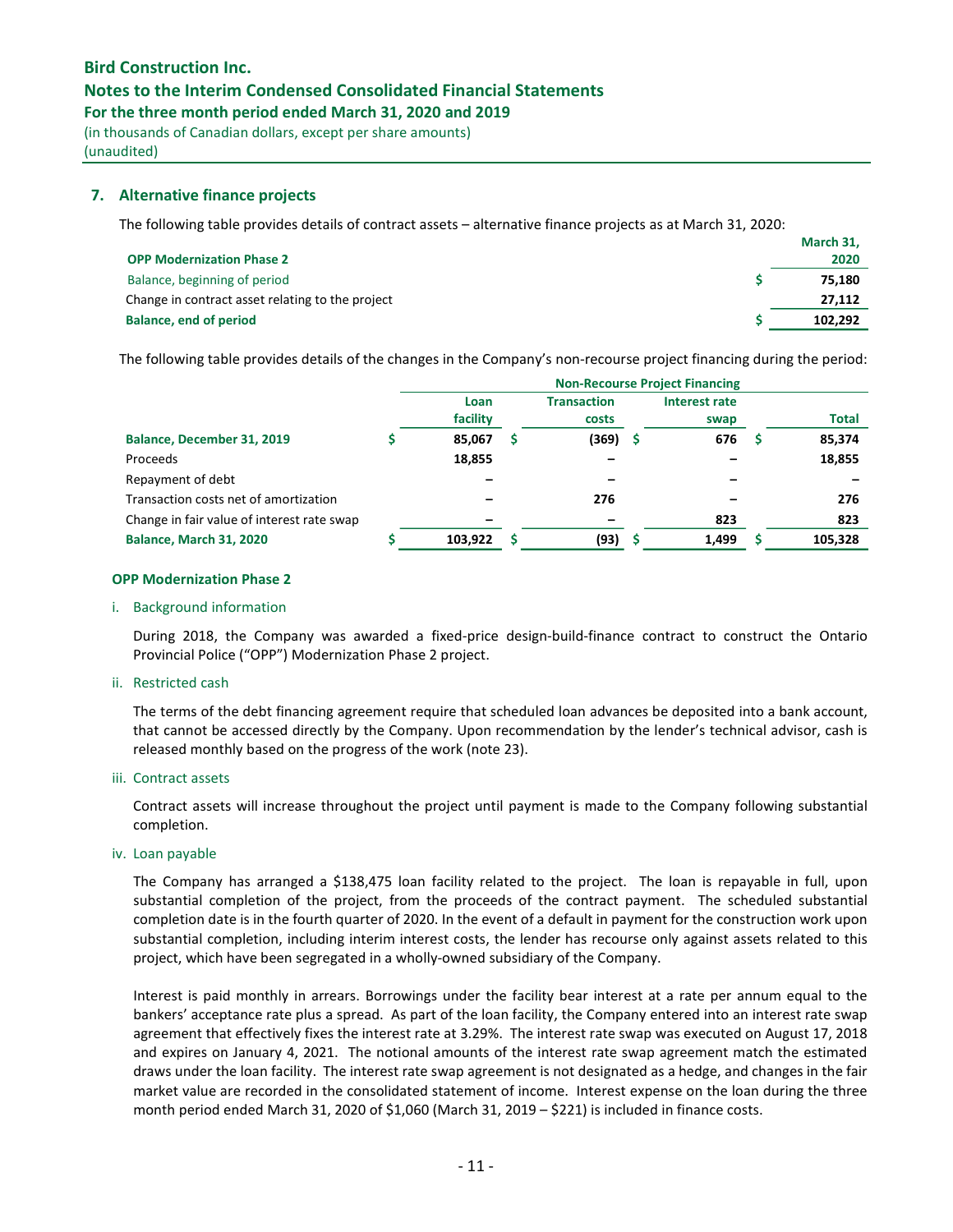## 7. Alternative finance projects

The following table provides details of contract assets – alternative finance projects as at March 31, 2020:

| OPP Modernization Phase 2 | | March 31, 2020 |
|---|---|---|
| Balance, beginning of period | $ | 75,180 |
| Change in contract asset relating to the project | | 27,112 |
| **Balance, end of period** | **$** | **102,292** |

The following table provides details of the changes in the Company's non-recourse project financing during the period:

| | Non-Recourse Project Financing | | | |
|---|---|---|---|---|
| | Loan facility | Transaction costs | Interest rate swap | Total |
| **Balance, December 31, 2019** | $ 85,067 | $ (369) | $ 676 | $ 85,374 |
| Proceeds | 18,855 | – | – | 18,855 |
| Repayment of debt | – | – | – | – |
| Transaction costs net of amortization | – | 276 | – | 276 |
| Change in fair value of interest rate swap | – | – | 823 | 823 |
| **Balance, March 31, 2020** | $ 103,922 | $ (93) | $ 1,499 | $ 105,328 |

### OPP Modernization Phase 2

i. Background information

During 2018, the Company was awarded a fixed-price design-build-finance contract to construct the Ontario Provincial Police ("OPP") Modernization Phase 2 project.

ii. Restricted cash

The terms of the debt financing agreement require that scheduled loan advances be deposited into a bank account, that cannot be accessed directly by the Company. Upon recommendation by the lender's technical advisor, cash is released monthly based on the progress of the work (note 23).

iii. Contract assets

Contract assets will increase throughout the project until payment is made to the Company following substantial completion.

iv. Loan payable

The Company has arranged a $138,475 loan facility related to the project. The loan is repayable in full, upon substantial completion of the project, from the proceeds of the contract payment. The scheduled substantial completion date is in the fourth quarter of 2020. In the event of a default in payment for the construction work upon substantial completion, including interim interest costs, the lender has recourse only against assets related to this project, which have been segregated in a wholly-owned subsidiary of the Company.

Interest is paid monthly in arrears. Borrowings under the facility bear interest at a rate per annum equal to the bankers' acceptance rate plus a spread. As part of the loan facility, the Company entered into an interest rate swap agreement that effectively fixes the interest rate at 3.29%. The interest rate swap was executed on August 17, 2018 and expires on January 4, 2021. The notional amounts of the interest rate swap agreement match the estimated draws under the loan facility. The interest rate swap agreement is not designated as a hedge, and changes in the fair market value are recorded in the consolidated statement of income. Interest expense on the loan during the three month period ended March 31, 2020 of $1,060 (March 31, 2019 – $221) is included in finance costs.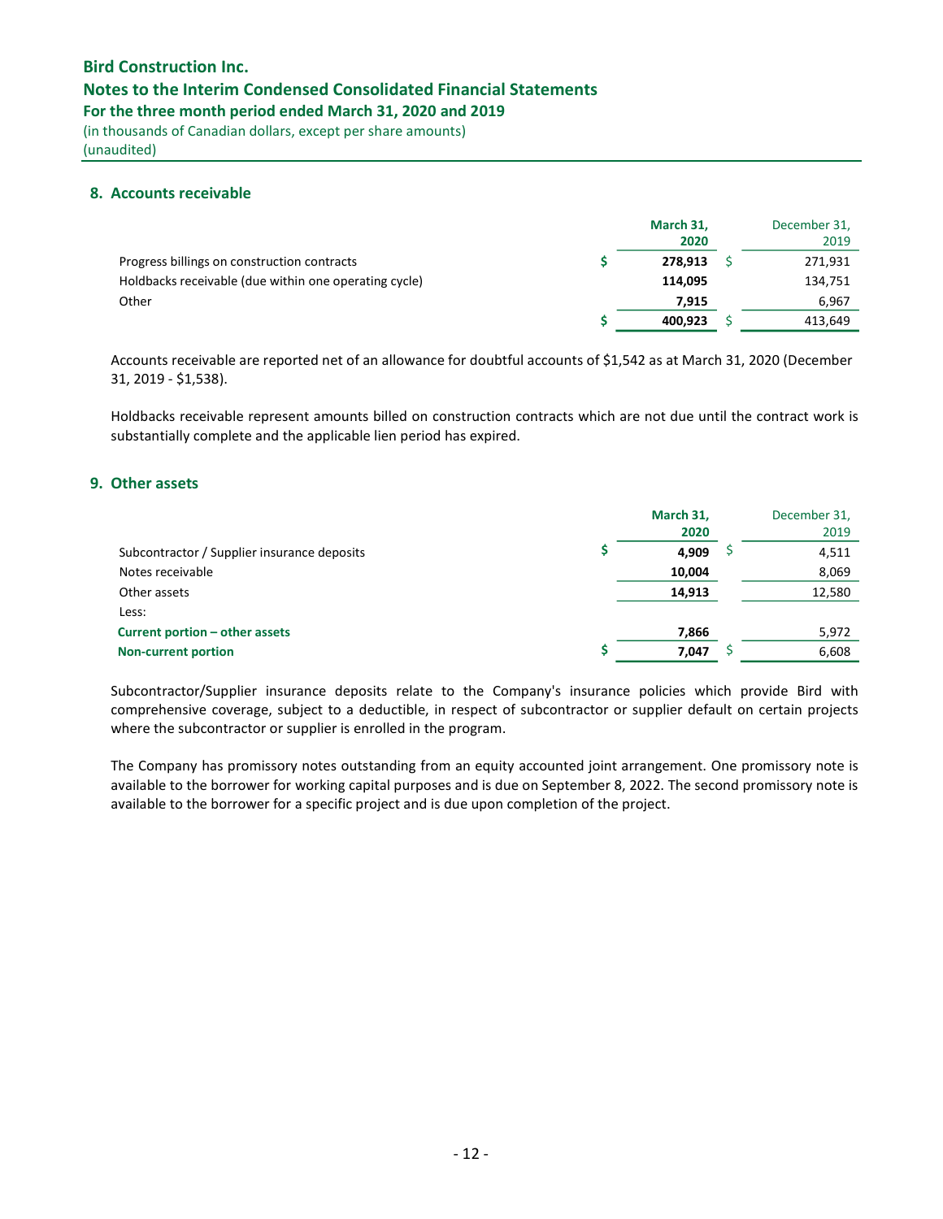## 8. Accounts receivable

| | March 31, 2020 | December 31, 2019 |
|---|---|---|
| Progress billings on construction contracts | $ **278,913** | $ 271,931 |
| Holdbacks receivable (due within one operating cycle) | **114,095** | 134,751 |
| Other | **7,915** | 6,967 |
| | $ **400,923** | $ 413,649 |

Accounts receivable are reported net of an allowance for doubtful accounts of $1,542 as at March 31, 2020 (December 31, 2019 - $1,538).

Holdbacks receivable represent amounts billed on construction contracts which are not due until the contract work is substantially complete and the applicable lien period has expired.

## 9. Other assets

| | March 31, 2020 | December 31, 2019 |
|---|---|---|
| Subcontractor / Supplier insurance deposits | $ **4,909** | $ 4,511 |
| Notes receivable | **10,004** | 8,069 |
| Other assets | **14,913** | 12,580 |
| Less: | | |
| **Current portion – other assets** | **7,866** | 5,972 |
| **Non-current portion** | $ **7,047** | $ 6,608 |

Subcontractor/Supplier insurance deposits relate to the Company's insurance policies which provide Bird with comprehensive coverage, subject to a deductible, in respect of subcontractor or supplier default on certain projects where the subcontractor or supplier is enrolled in the program.

The Company has promissory notes outstanding from an equity accounted joint arrangement. One promissory note is available to the borrower for working capital purposes and is due on September 8, 2022. The second promissory note is available to the borrower for a specific project and is due upon completion of the project.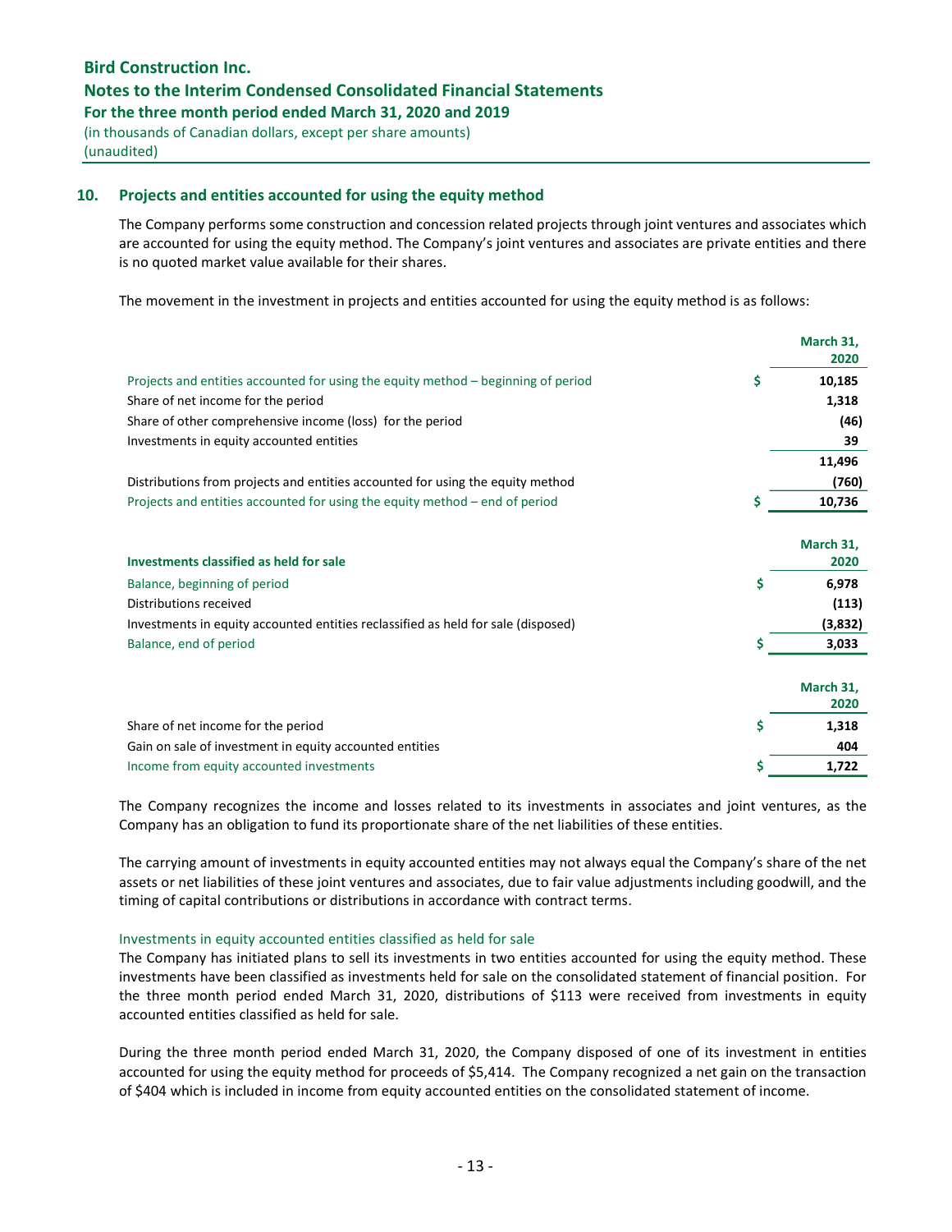## 10. Projects and entities accounted for using the equity method

The Company performs some construction and concession related projects through joint ventures and associates which are accounted for using the equity method. The Company's joint ventures and associates are private entities and there is no quoted market value available for their shares.

The movement in the investment in projects and entities accounted for using the equity method is as follows:

| | | March 31, 2020 |
|---|---|---|
| Projects and entities accounted for using the equity method – beginning of period | $ | **10,185** |
| Share of net income for the period | | **1,318** |
| Share of other comprehensive income (loss) for the period | | **(46)** |
| Investments in equity accounted entities | | **39** |
| | | **11,496** |
| Distributions from projects and entities accounted for using the equity method | | **(760)** |
| Projects and entities accounted for using the equity method – end of period | $ | **10,736** |

| **Investments classified as held for sale** | | March 31, 2020 |
|---|---|---|
| Balance, beginning of period | $ | **6,978** |
| Distributions received | | **(113)** |
| Investments in equity accounted entities reclassified as held for sale (disposed) | | **(3,832)** |
| Balance, end of period | $ | **3,033** |

| | | March 31, 2020 |
|---|---|---|
| Share of net income for the period | $ | **1,318** |
| Gain on sale of investment in equity accounted entities | | **404** |
| Income from equity accounted investments | $ | **1,722** |

The Company recognizes the income and losses related to its investments in associates and joint ventures, as the Company has an obligation to fund its proportionate share of the net liabilities of these entities.

The carrying amount of investments in equity accounted entities may not always equal the Company's share of the net assets or net liabilities of these joint ventures and associates, due to fair value adjustments including goodwill, and the timing of capital contributions or distributions in accordance with contract terms.

### Investments in equity accounted entities classified as held for sale

The Company has initiated plans to sell its investments in two entities accounted for using the equity method. These investments have been classified as investments held for sale on the consolidated statement of financial position. For the three month period ended March 31, 2020, distributions of $113 were received from investments in equity accounted entities classified as held for sale.

During the three month period ended March 31, 2020, the Company disposed of one of its investment in entities accounted for using the equity method for proceeds of $5,414. The Company recognized a net gain on the transaction of $404 which is included in income from equity accounted entities on the consolidated statement of income.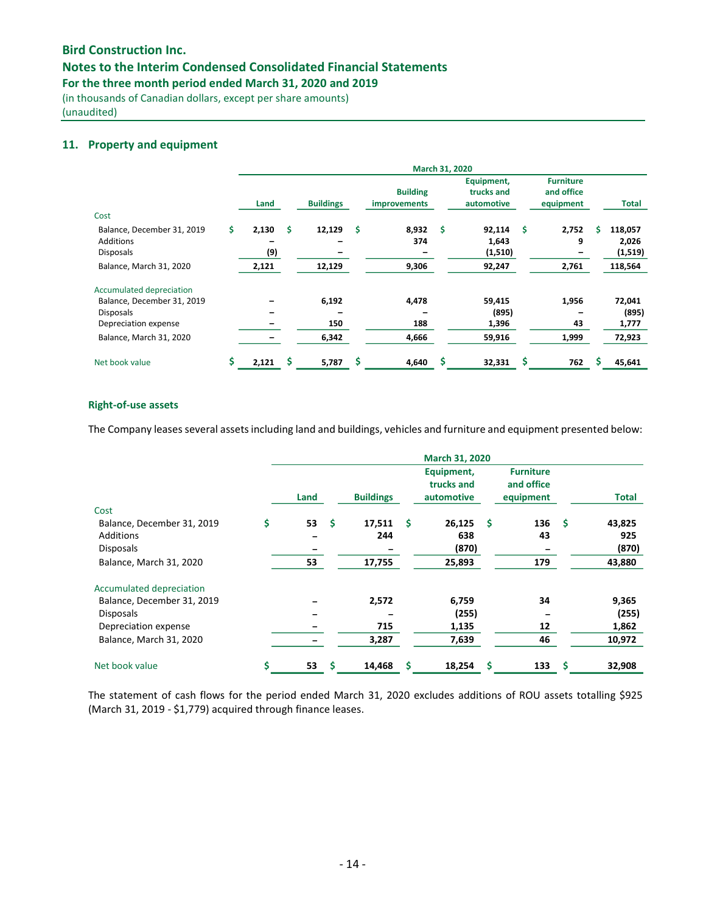## 11. Property and equipment

| | March 31, 2020 | | | | | |
|---|---|---|---|---|---|---|
| | Land | Buildings | Building improvements | Equipment, trucks and automotive | Furniture and office equipment | Total |
| **Cost** | | | | | | |
| Balance, December 31, 2019 | $ 2,130 | $ 12,129 | $ 8,932 | $ 92,114 | $ 2,752 | $ 118,057 |
| Additions | – | – | 374 | 1,643 | 9 | 2,026 |
| Disposals | (9) | – | – | (1,510) | – | (1,519) |
| Balance, March 31, 2020 | 2,121 | 12,129 | 9,306 | 92,247 | 2,761 | 118,564 |
| **Accumulated depreciation** | | | | | | |
| Balance, December 31, 2019 | – | 6,192 | 4,478 | 59,415 | 1,956 | 72,041 |
| Disposals | – | – | – | (895) | – | (895) |
| Depreciation expense | – | 150 | 188 | 1,396 | 43 | 1,777 |
| Balance, March 31, 2020 | – | 6,342 | 4,666 | 59,916 | 1,999 | 72,923 |
| **Net book value** | $ 2,121 | $ 5,787 | $ 4,640 | $ 32,331 | $ 762 | $ 45,641 |

### Right-of-use assets

The Company leases several assets including land and buildings, vehicles and furniture and equipment presented below:

| | March 31, 2020 | | | | |
|---|---|---|---|---|---|
| | Land | Buildings | Equipment, trucks and automotive | Furniture and office equipment | Total |
| **Cost** | | | | | |
| Balance, December 31, 2019 | $ 53 | $ 17,511 | $ 26,125 | $ 136 | $ 43,825 |
| Additions | – | 244 | 638 | 43 | 925 |
| Disposals | – | – | (870) | – | (870) |
| Balance, March 31, 2020 | 53 | 17,755 | 25,893 | 179 | 43,880 |
| **Accumulated depreciation** | | | | | |
| Balance, December 31, 2019 | – | 2,572 | 6,759 | 34 | 9,365 |
| Disposals | – | – | (255) | – | (255) |
| Depreciation expense | – | 715 | 1,135 | 12 | 1,862 |
| Balance, March 31, 2020 | – | 3,287 | 7,639 | 46 | 10,972 |
| **Net book value** | $ 53 | $ 14,468 | $ 18,254 | $ 133 | $ 32,908 |

The statement of cash flows for the period ended March 31, 2020 excludes additions of ROU assets totalling $925 (March 31, 2019 - $1,779) acquired through finance leases.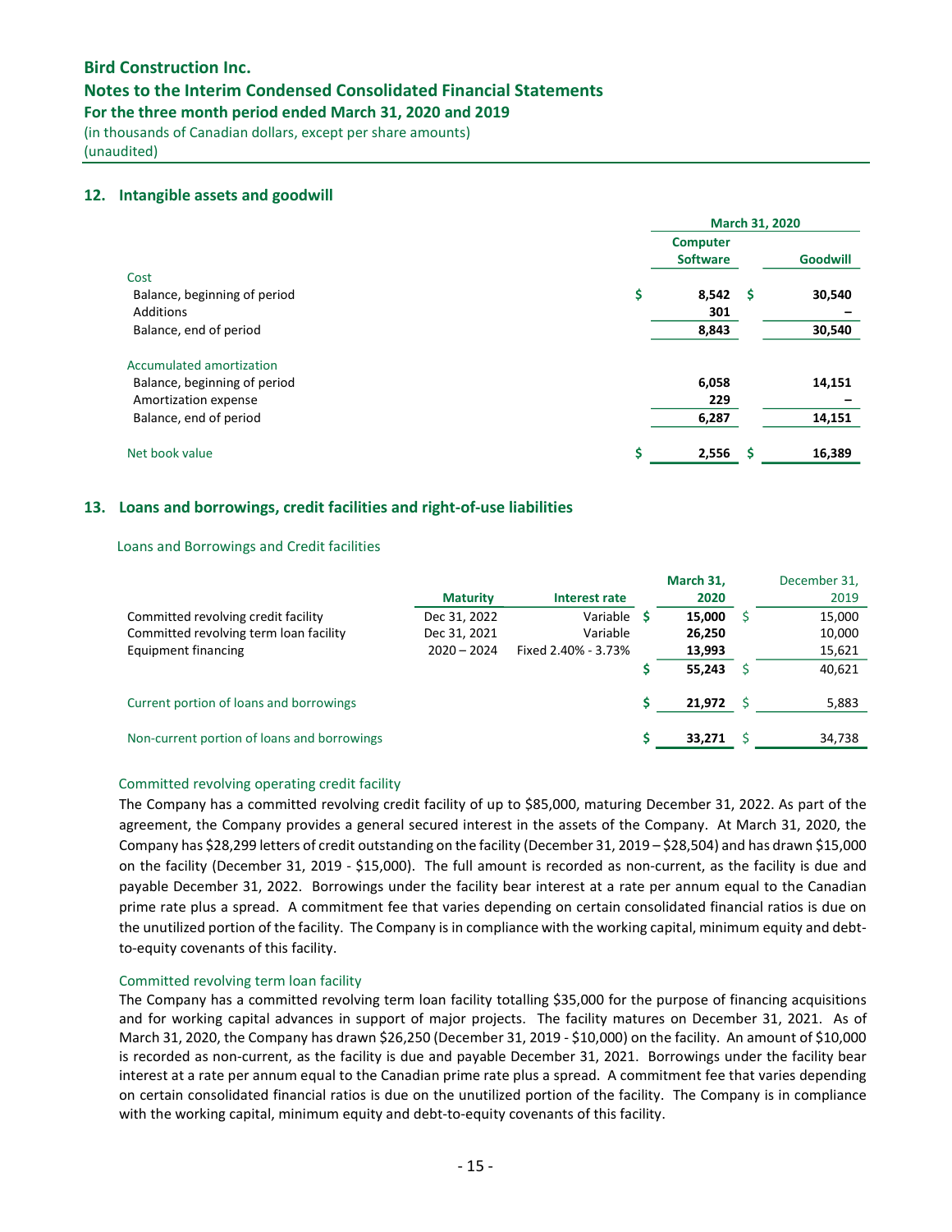## 12. Intangible assets and goodwill

| | March 31, 2020 | |
|---|---|---|
| | Computer Software | Goodwill |
| **Cost** | | |
| Balance, beginning of period | $ 8,542 | $ 30,540 |
| Additions | 301 | – |
| Balance, end of period | 8,843 | 30,540 |
| **Accumulated amortization** | | |
| Balance, beginning of period | 6,058 | 14,151 |
| Amortization expense | 229 | – |
| Balance, end of period | 6,287 | 14,151 |
| **Net book value** | $ 2,556 | $ 16,389 |

## 13. Loans and borrowings, credit facilities and right-of-use liabilities

### Loans and Borrowings and Credit facilities

| | Maturity | Interest rate | March 31, 2020 | December 31, 2019 |
|---|---|---|---|---|
| Committed revolving credit facility | Dec 31, 2022 | Variable | $ 15,000 | $ 15,000 |
| Committed revolving term loan facility | Dec 31, 2021 | Variable | 26,250 | 10,000 |
| Equipment financing | 2020 – 2024 | Fixed 2.40% - 3.73% | 13,993 | 15,621 |
| | | | $ 55,243 | $ 40,621 |
| Current portion of loans and borrowings | | | $ 21,972 | $ 5,883 |
| Non-current portion of loans and borrowings | | | $ 33,271 | $ 34,738 |

### Committed revolving operating credit facility

The Company has a committed revolving credit facility of up to $85,000, maturing December 31, 2022. As part of the agreement, the Company provides a general secured interest in the assets of the Company. At March 31, 2020, the Company has $28,299 letters of credit outstanding on the facility (December 31, 2019 – $28,504) and has drawn $15,000 on the facility (December 31, 2019 - $15,000). The full amount is recorded as non-current, as the facility is due and payable December 31, 2022. Borrowings under the facility bear interest at a rate per annum equal to the Canadian prime rate plus a spread. A commitment fee that varies depending on certain consolidated financial ratios is due on the unutilized portion of the facility. The Company is in compliance with the working capital, minimum equity and debt-to-equity covenants of this facility.

### Committed revolving term loan facility

The Company has a committed revolving term loan facility totalling $35,000 for the purpose of financing acquisitions and for working capital advances in support of major projects. The facility matures on December 31, 2021. As of March 31, 2020, the Company has drawn $26,250 (December 31, 2019 - $10,000) on the facility. An amount of $10,000 is recorded as non-current, as the facility is due and payable December 31, 2021. Borrowings under the facility bear interest at a rate per annum equal to the Canadian prime rate plus a spread. A commitment fee that varies depending on certain consolidated financial ratios is due on the unutilized portion of the facility. The Company is in compliance with the working capital, minimum equity and debt-to-equity covenants of this facility.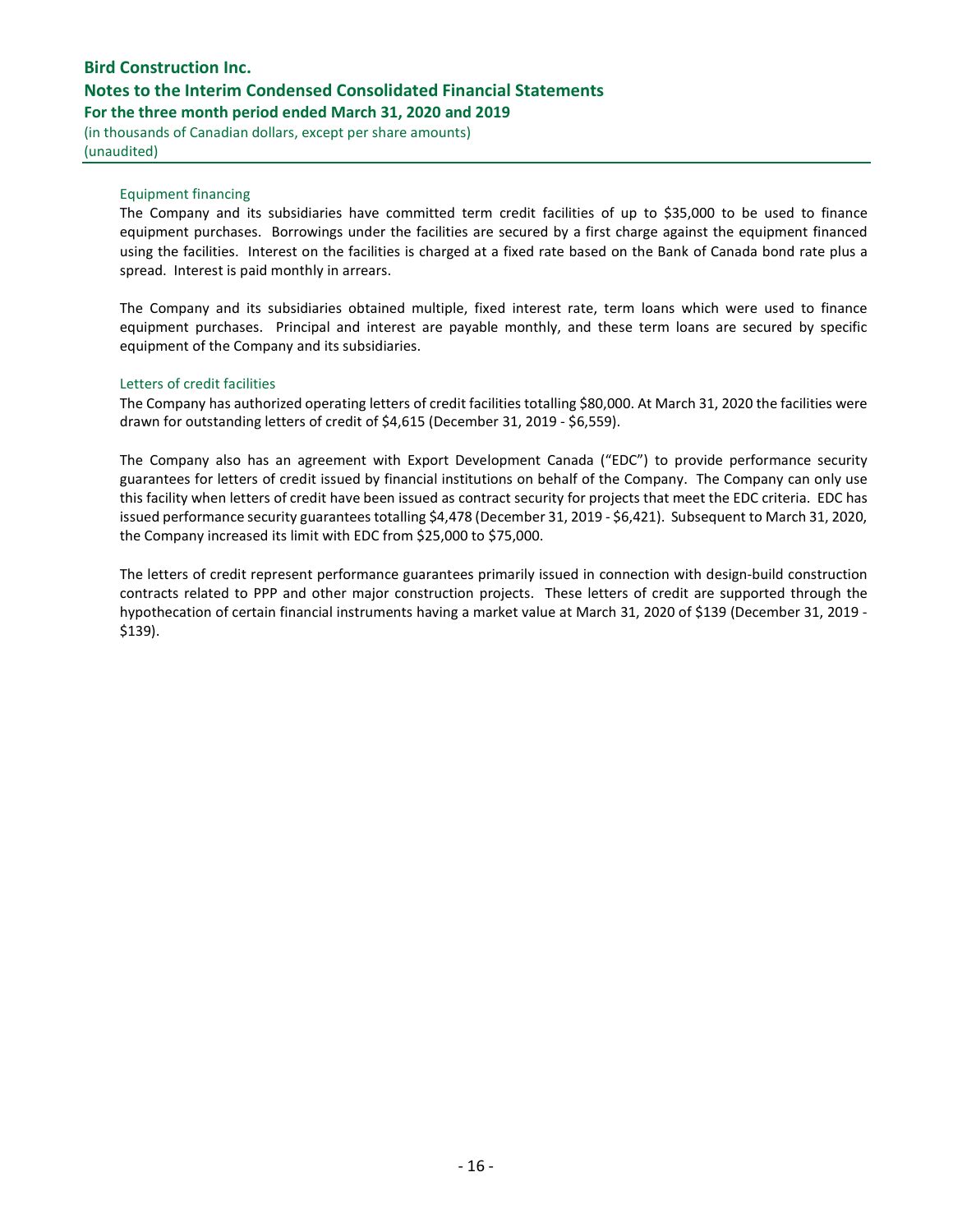#### Equipment financing

The Company and its subsidiaries have committed term credit facilities of up to $35,000 to be used to finance equipment purchases. Borrowings under the facilities are secured by a first charge against the equipment financed using the facilities. Interest on the facilities is charged at a fixed rate based on the Bank of Canada bond rate plus a spread. Interest is paid monthly in arrears.

The Company and its subsidiaries obtained multiple, fixed interest rate, term loans which were used to finance equipment purchases. Principal and interest are payable monthly, and these term loans are secured by specific equipment of the Company and its subsidiaries.

#### Letters of credit facilities

The Company has authorized operating letters of credit facilities totalling $80,000. At March 31, 2020 the facilities were drawn for outstanding letters of credit of $4,615 (December 31, 2019 - $6,559).

The Company also has an agreement with Export Development Canada ("EDC") to provide performance security guarantees for letters of credit issued by financial institutions on behalf of the Company. The Company can only use this facility when letters of credit have been issued as contract security for projects that meet the EDC criteria. EDC has issued performance security guarantees totalling $4,478 (December 31, 2019 - $6,421). Subsequent to March 31, 2020, the Company increased its limit with EDC from $25,000 to $75,000.

The letters of credit represent performance guarantees primarily issued in connection with design-build construction contracts related to PPP and other major construction projects. These letters of credit are supported through the hypothecation of certain financial instruments having a market value at March 31, 2020 of $139 (December 31, 2019 - $139).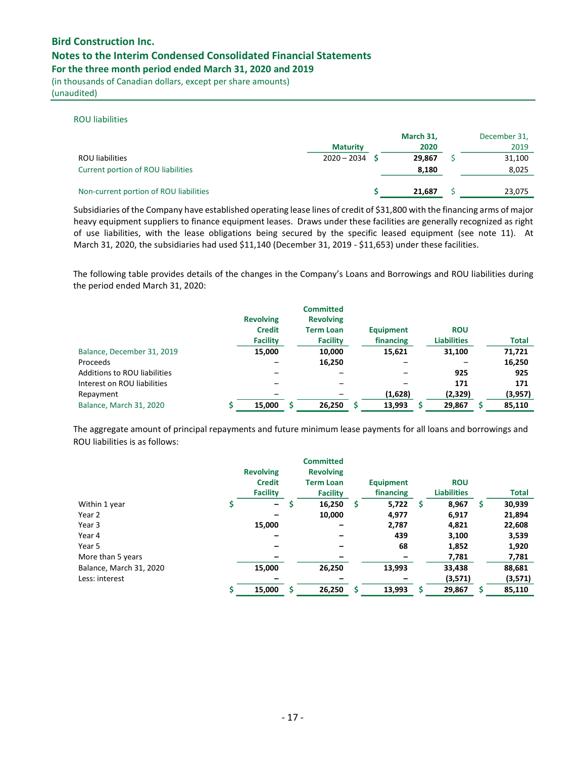ROU liabilities

| | Maturity | March 31, 2020 | December 31, 2019 |
|---|---|---|---|
| ROU liabilities | 2020 – 2034 | $ 29,867 | $ 31,100 |
| Current portion of ROU liabilities | | 8,180 | 8,025 |
| Non-current portion of ROU liabilities | | $ 21,687 | $ 23,075 |

Subsidiaries of the Company have established operating lease lines of credit of $31,800 with the financing arms of major heavy equipment suppliers to finance equipment leases. Draws under these facilities are generally recognized as right of use liabilities, with the lease obligations being secured by the specific leased equipment (see note 11). At March 31, 2020, the subsidiaries had used $11,140 (December 31, 2019 - $11,653) under these facilities.

The following table provides details of the changes in the Company's Loans and Borrowings and ROU liabilities during the period ended March 31, 2020:

| | Revolving Credit Facility | Committed Revolving Term Loan Facility | Equipment financing | ROU Liabilities | Total |
|---|---|---|---|---|---|
| Balance, December 31, 2019 | 15,000 | 10,000 | 15,621 | 31,100 | 71,721 |
| Proceeds | – | 16,250 | – | – | 16,250 |
| Additions to ROU liabilities | – | – | – | 925 | 925 |
| Interest on ROU liabilities | – | – | – | 171 | 171 |
| Repayment | – | – | (1,628) | (2,329) | (3,957) |
| Balance, March 31, 2020 | $ 15,000 | $ 26,250 | $ 13,993 | $ 29,867 | $ 85,110 |

The aggregate amount of principal repayments and future minimum lease payments for all loans and borrowings and ROU liabilities is as follows:

| | Revolving Credit Facility | Committed Revolving Term Loan Facility | Equipment financing | ROU Liabilities | Total |
|---|---|---|---|---|---|
| Within 1 year | $ – | $ 16,250 | $ 5,722 | $ 8,967 | $ 30,939 |
| Year 2 | – | 10,000 | 4,977 | 6,917 | 21,894 |
| Year 3 | 15,000 | – | 2,787 | 4,821 | 22,608 |
| Year 4 | – | – | 439 | 3,100 | 3,539 |
| Year 5 | – | – | 68 | 1,852 | 1,920 |
| More than 5 years | – | – | – | 7,781 | 7,781 |
| Balance, March 31, 2020 | 15,000 | 26,250 | 13,993 | 33,438 | 88,681 |
| Less: interest | – | – | – | (3,571) | (3,571) |
| | $ 15,000 | $ 26,250 | $ 13,993 | $ 29,867 | $ 85,110 |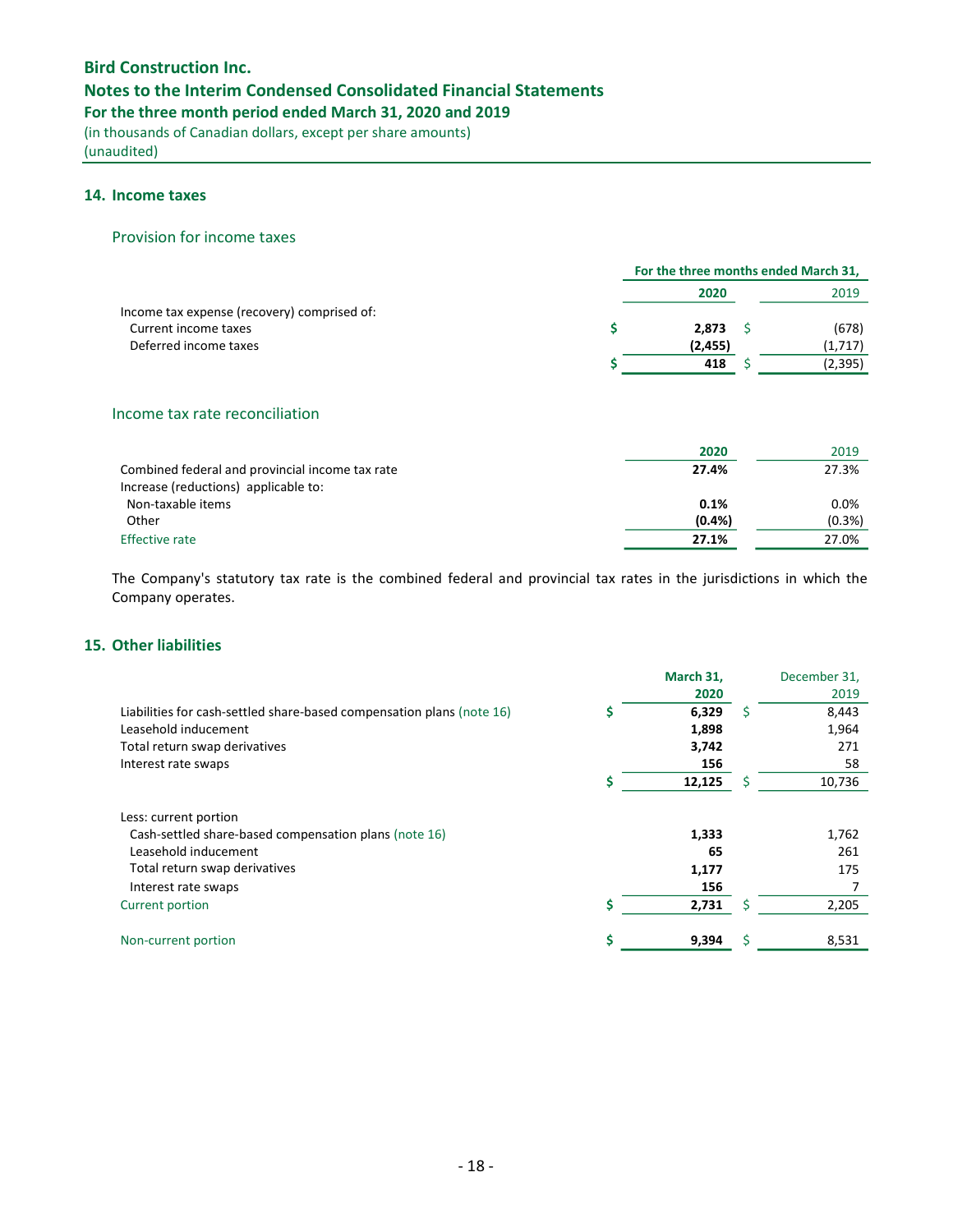## 14. Income taxes

### Provision for income taxes

| | For the three months ended March 31, | |
|---|---|---|
| | **2020** | 2019 |
| Income tax expense (recovery) comprised of: | | |
| Current income taxes | **$ 2,873** | $ (678) |
| Deferred income taxes | **(2,455)** | (1,717) |
| | **$ 418** | $ (2,395) |

### Income tax rate reconciliation

| | **2020** | 2019 |
|---|---|---|
| Combined federal and provincial income tax rate | **27.4%** | 27.3% |
| Increase (reductions) applicable to: | | |
| Non-taxable items | **0.1%** | 0.0% |
| Other | **(0.4%)** | (0.3%) |
| Effective rate | **27.1%** | 27.0% |

The Company's statutory tax rate is the combined federal and provincial tax rates in the jurisdictions in which the Company operates.

## 15. Other liabilities

| | **March 31, 2020** | December 31, 2019 |
|---|---|---|
| Liabilities for cash-settled share-based compensation plans (note 16) | **$ 6,329** | $ 8,443 |
| Leasehold inducement | **1,898** | 1,964 |
| Total return swap derivatives | **3,742** | 271 |
| Interest rate swaps | **156** | 58 |
| | **$ 12,125** | $ 10,736 |
| Less: current portion | | |
| Cash-settled share-based compensation plans (note 16) | **1,333** | 1,762 |
| Leasehold inducement | **65** | 261 |
| Total return swap derivatives | **1,177** | 175 |
| Interest rate swaps | **156** | 7 |
| Current portion | **$ 2,731** | $ 2,205 |
| Non-current portion | **$ 9,394** | $ 8,531 |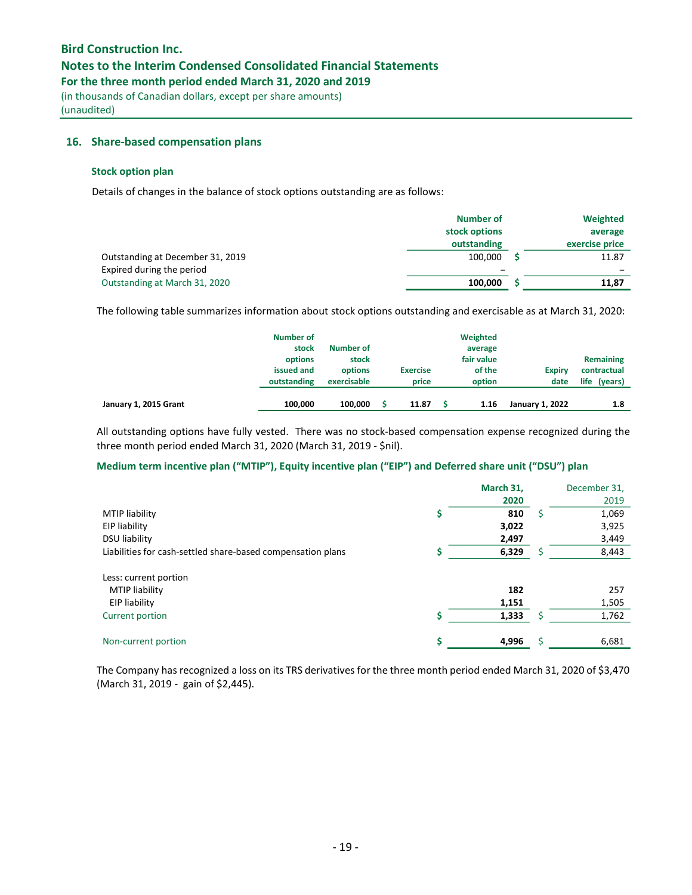## 16. Share-based compensation plans

### Stock option plan

Details of changes in the balance of stock options outstanding are as follows:

| | Number of stock options outstanding | | Weighted average exercise price |
|---|---|---|---|
| Outstanding at December 31, 2019 | 100,000 | $ | 11.87 |
| Expired during the period | – | | – |
| Outstanding at March 31, 2020 | **100,000** | **$** | **11,87** |

The following table summarizes information about stock options outstanding and exercisable as at March 31, 2020:

| | Number of stock options issued and outstanding | Number of stock options exercisable | | Exercise price | | Weighted average fair value of the option | Expiry date | Remaining contractual life (years) |
|---|---|---|---|---|---|---|---|---|
| **January 1, 2015 Grant** | **100,000** | **100,000** | **$** | **11.87** | **$** | **1.16** | **January 1, 2022** | **1.8** |

All outstanding options have fully vested. There was no stock-based compensation expense recognized during the three month period ended March 31, 2020 (March 31, 2019 - $nil).

### Medium term incentive plan ("MTIP"), Equity incentive plan ("EIP") and Deferred share unit ("DSU") plan

| | | March 31, 2020 | | December 31, 2019 |
|---|---|---|---|---|
| MTIP liability | **$** | **810** | $ | 1,069 |
| EIP liability | | **3,022** | | 3,925 |
| DSU liability | | **2,497** | | 3,449 |
| Liabilities for cash-settled share-based compensation plans | **$** | **6,329** | $ | 8,443 |
| Less: current portion | | | | |
| MTIP liability | | **182** | | 257 |
| EIP liability | | **1,151** | | 1,505 |
| Current portion | **$** | **1,333** | $ | 1,762 |
| Non-current portion | **$** | **4,996** | $ | 6,681 |

The Company has recognized a loss on its TRS derivatives for the three month period ended March 31, 2020 of $3,470 (March 31, 2019 - gain of $2,445).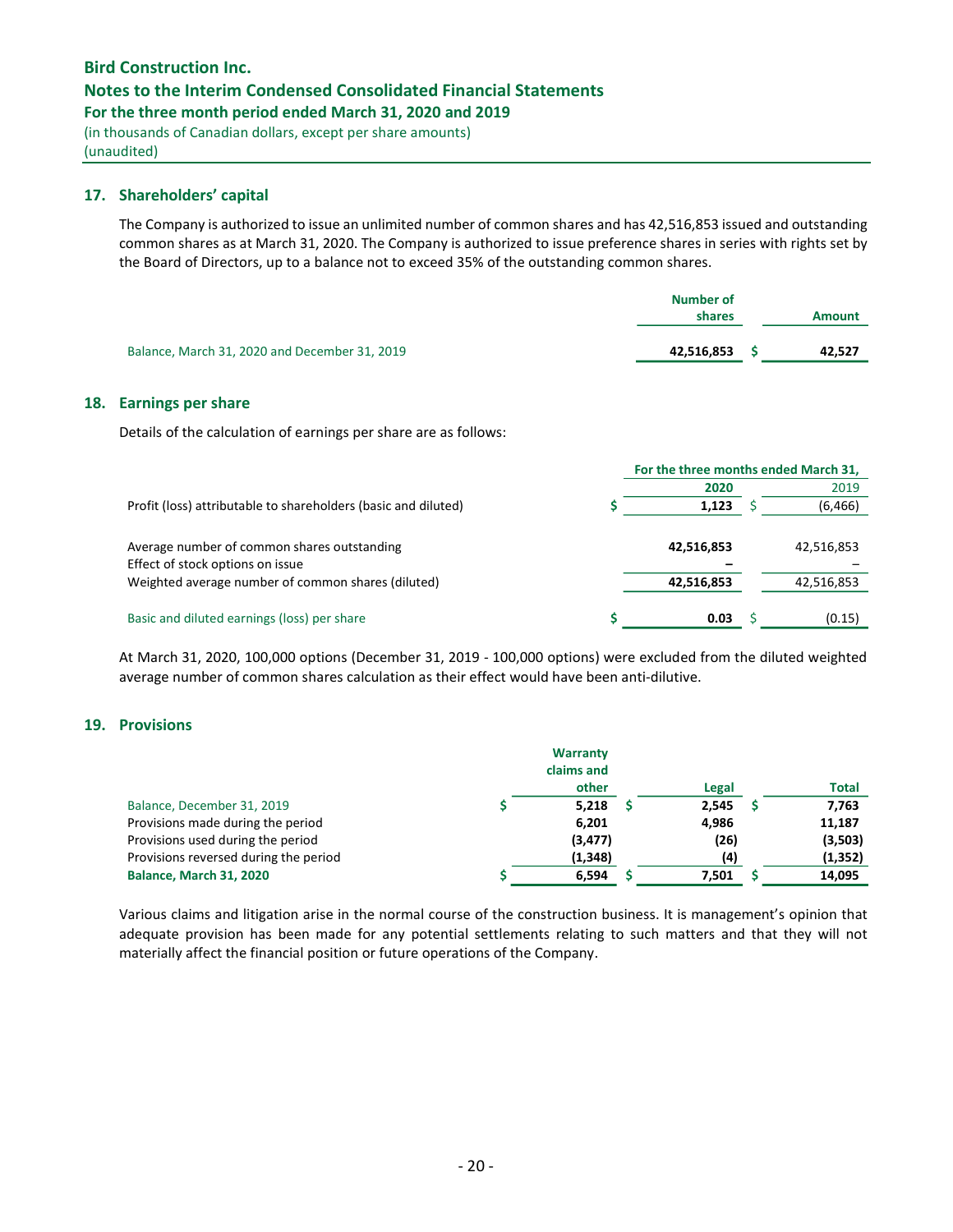**Bird Construction Inc.**
**Notes to the Interim Condensed Consolidated Financial Statements**
**For the three month period ended March 31, 2020 and 2019**
(in thousands of Canadian dollars, except per share amounts)
(unaudited)

## 17. Shareholders' capital

The Company is authorized to issue an unlimited number of common shares and has 42,516,853 issued and outstanding common shares as at March 31, 2020. The Company is authorized to issue preference shares in series with rights set by the Board of Directors, up to a balance not to exceed 35% of the outstanding common shares.

| | Number of shares | Amount |
|---|---|---|
| Balance, March 31, 2020 and December 31, 2019 | **42,516,853** | **$ 42,527** |

## 18. Earnings per share

Details of the calculation of earnings per share are as follows:

| | For the three months ended March 31, | |
|---|---|---|
| | **2020** | 2019 |
| Profit (loss) attributable to shareholders (basic and diluted) | **$ 1,123** | $ (6,466) |
| Average number of common shares outstanding | **42,516,853** | 42,516,853 |
| Effect of stock options on issue | **–** | – |
| Weighted average number of common shares (diluted) | **42,516,853** | 42,516,853 |
| Basic and diluted earnings (loss) per share | **$ 0.03** | $ (0.15) |

At March 31, 2020, 100,000 options (December 31, 2019 - 100,000 options) were excluded from the diluted weighted average number of common shares calculation as their effect would have been anti-dilutive.

## 19. Provisions

| | Warranty claims and other | Legal | Total |
|---|---|---|---|
| Balance, December 31, 2019 | **$ 5,218** | **$ 2,545** | **$ 7,763** |
| Provisions made during the period | **6,201** | **4,986** | **11,187** |
| Provisions used during the period | **(3,477)** | **(26)** | **(3,503)** |
| Provisions reversed during the period | **(1,348)** | **(4)** | **(1,352)** |
| **Balance, March 31, 2020** | **$ 6,594** | **$ 7,501** | **$ 14,095** |

Various claims and litigation arise in the normal course of the construction business. It is management's opinion that adequate provision has been made for any potential settlements relating to such matters and that they will not materially affect the financial position or future operations of the Company.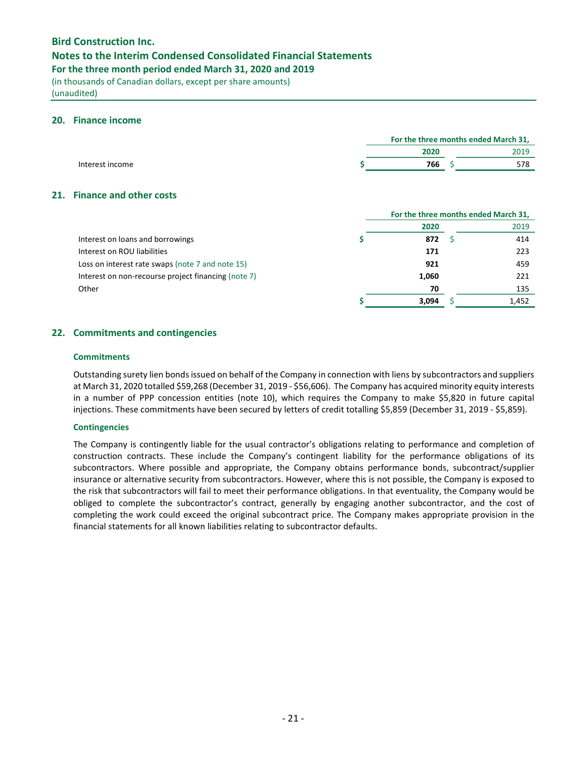## 20. Finance income

| | For the three months ended March 31, | |
|---|---|---|
| | **2020** | 2019 |
| Interest income | **$ 766** | $ 578 |

## 21. Finance and other costs

| | For the three months ended March 31, | |
|---|---|---|
| | **2020** | 2019 |
| Interest on loans and borrowings | **$ 872** | $ 414 |
| Interest on ROU liabilities | **171** | 223 |
| Loss on interest rate swaps (note 7 and note 15) | **921** | 459 |
| Interest on non-recourse project financing (note 7) | **1,060** | 221 |
| Other | **70** | 135 |
| | **$ 3,094** | $ 1,452 |

## 22. Commitments and contingencies

### Commitments

Outstanding surety lien bonds issued on behalf of the Company in connection with liens by subcontractors and suppliers at March 31, 2020 totalled $59,268 (December 31, 2019 - $56,606). The Company has acquired minority equity interests in a number of PPP concession entities (note 10), which requires the Company to make $5,820 in future capital injections. These commitments have been secured by letters of credit totalling $5,859 (December 31, 2019 - $5,859).

### Contingencies

The Company is contingently liable for the usual contractor's obligations relating to performance and completion of construction contracts. These include the Company's contingent liability for the performance obligations of its subcontractors. Where possible and appropriate, the Company obtains performance bonds, subcontract/supplier insurance or alternative security from subcontractors. However, where this is not possible, the Company is exposed to the risk that subcontractors will fail to meet their performance obligations. In that eventuality, the Company would be obliged to complete the subcontractor's contract, generally by engaging another subcontractor, and the cost of completing the work could exceed the original subcontract price. The Company makes appropriate provision in the financial statements for all known liabilities relating to subcontractor defaults.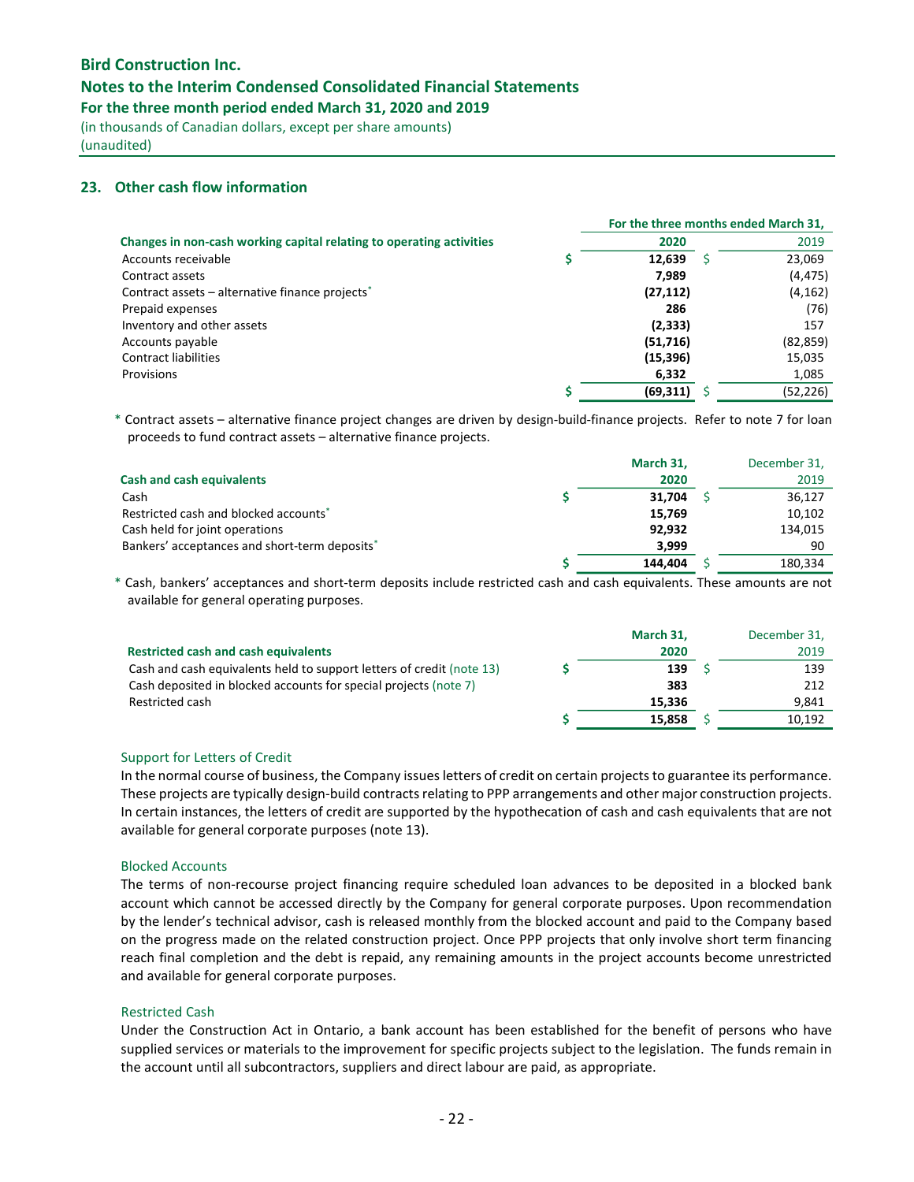# Bird Construction Inc.
## Notes to the Interim Condensed Consolidated Financial Statements
### For the three month period ended March 31, 2020 and 2019
(in thousands of Canadian dollars, except per share amounts)
(unaudited)

## 23. Other cash flow information

| | For the three months ended March 31, | |
|---|---|---|
| **Changes in non-cash working capital relating to operating activities** | **2020** | 2019 |
| Accounts receivable | **$ 12,639** | $ 23,069 |
| Contract assets | **7,989** | (4,475) |
| Contract assets – alternative finance projects* | **(27,112)** | (4,162) |
| Prepaid expenses | **286** | (76) |
| Inventory and other assets | **(2,333)** | 157 |
| Accounts payable | **(51,716)** | (82,859) |
| Contract liabilities | **(15,396)** | 15,035 |
| Provisions | **6,332** | 1,085 |
| | **$ (69,311)** | $ (52,226) |

\* Contract assets – alternative finance project changes are driven by design-build-finance projects. Refer to note 7 for loan proceeds to fund contract assets – alternative finance projects.

| **Cash and cash equivalents** | **March 31, 2020** | December 31, 2019 |
|---|---|---|
| Cash | **$ 31,704** | $ 36,127 |
| Restricted cash and blocked accounts* | **15,769** | 10,102 |
| Cash held for joint operations | **92,932** | 134,015 |
| Bankers' acceptances and short-term deposits* | **3,999** | 90 |
| | **$ 144,404** | $ 180,334 |

\* Cash, bankers' acceptances and short-term deposits include restricted cash and cash equivalents. These amounts are not available for general operating purposes.

| **Restricted cash and cash equivalents** | **March 31, 2020** | December 31, 2019 |
|---|---|---|
| Cash and cash equivalents held to support letters of credit (note 13) | **$ 139** | $ 139 |
| Cash deposited in blocked accounts for special projects (note 7) | **383** | 212 |
| Restricted cash | **15,336** | 9,841 |
| | **$ 15,858** | $ 10,192 |

### Support for Letters of Credit

In the normal course of business, the Company issues letters of credit on certain projects to guarantee its performance. These projects are typically design-build contracts relating to PPP arrangements and other major construction projects. In certain instances, the letters of credit are supported by the hypothecation of cash and cash equivalents that are not available for general corporate purposes (note 13).

### Blocked Accounts

The terms of non-recourse project financing require scheduled loan advances to be deposited in a blocked bank account which cannot be accessed directly by the Company for general corporate purposes. Upon recommendation by the lender's technical advisor, cash is released monthly from the blocked account and paid to the Company based on the progress made on the related construction project. Once PPP projects that only involve short term financing reach final completion and the debt is repaid, any remaining amounts in the project accounts become unrestricted and available for general corporate purposes.

### Restricted Cash

Under the Construction Act in Ontario, a bank account has been established for the benefit of persons who have supplied services or materials to the improvement for specific projects subject to the legislation. The funds remain in the account until all subcontractors, suppliers and direct labour are paid, as appropriate.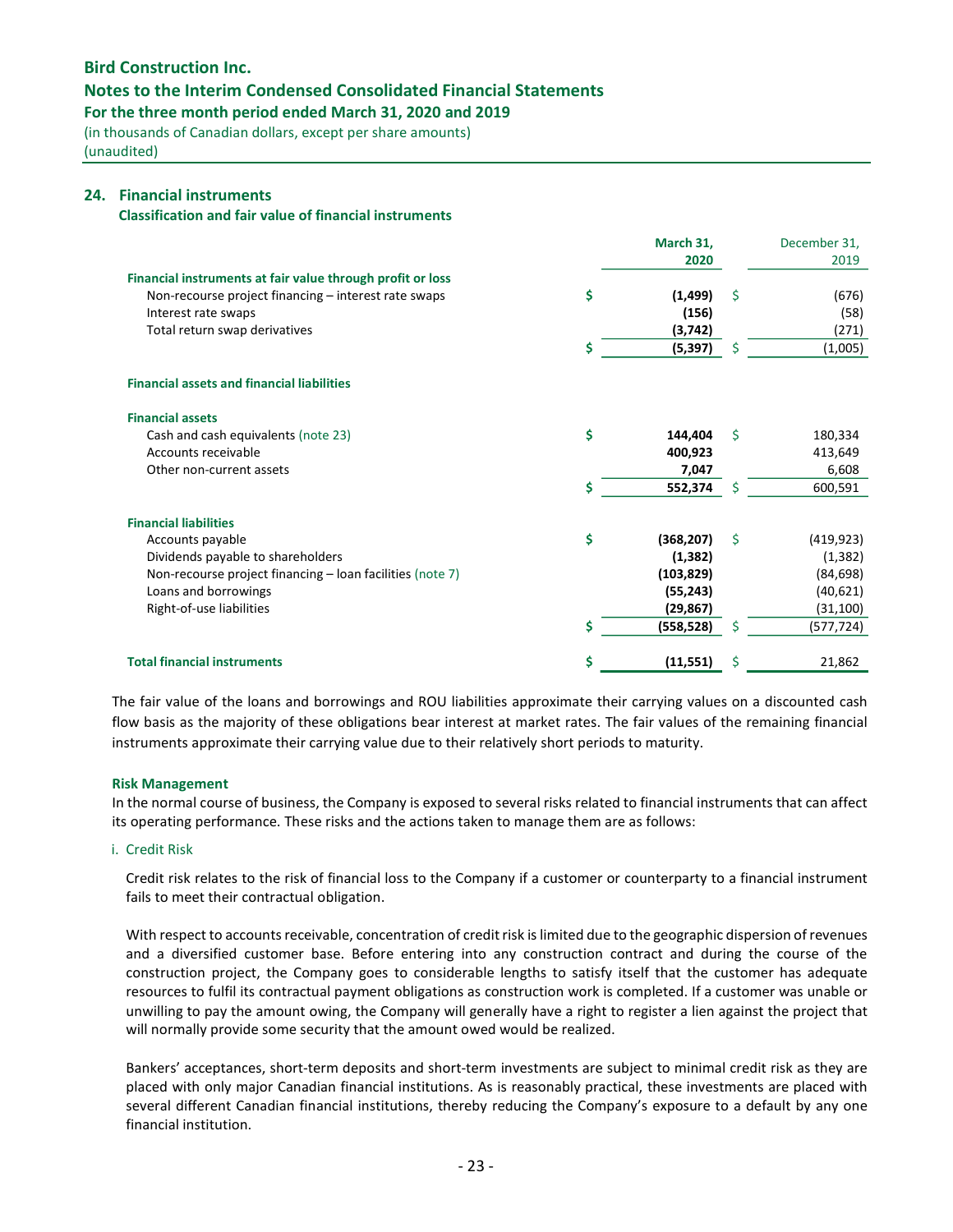## 24. Financial instruments

**Classification and fair value of financial instruments**

| | March 31, 2020 | December 31, 2019 |
|---|---|---|
| **Financial instruments at fair value through profit or loss** | | |
| Non-recourse project financing – interest rate swaps | $ **(1,499)** | $ (676) |
| Interest rate swaps | **(156)** | (58) |
| Total return swap derivatives | **(3,742)** | (271) |
| | $ **(5,397)** | $ (1,005) |
| **Financial assets and financial liabilities** | | |
| **Financial assets** | | |
| Cash and cash equivalents (note 23) | $ **144,404** | $ 180,334 |
| Accounts receivable | **400,923** | 413,649 |
| Other non-current assets | **7,047** | 6,608 |
| | $ **552,374** | $ 600,591 |
| **Financial liabilities** | | |
| Accounts payable | $ **(368,207)** | $ (419,923) |
| Dividends payable to shareholders | **(1,382)** | (1,382) |
| Non-recourse project financing – loan facilities (note 7) | **(103,829)** | (84,698) |
| Loans and borrowings | **(55,243)** | (40,621) |
| Right-of-use liabilities | **(29,867)** | (31,100) |
| | $ **(558,528)** | $ (577,724) |
| **Total financial instruments** | $ **(11,551)** | $ 21,862 |

The fair value of the loans and borrowings and ROU liabilities approximate their carrying values on a discounted cash flow basis as the majority of these obligations bear interest at market rates. The fair values of the remaining financial instruments approximate their carrying value due to their relatively short periods to maturity.

### Risk Management

In the normal course of business, the Company is exposed to several risks related to financial instruments that can affect its operating performance. These risks and the actions taken to manage them are as follows:

i. Credit Risk

Credit risk relates to the risk of financial loss to the Company if a customer or counterparty to a financial instrument fails to meet their contractual obligation.

With respect to accounts receivable, concentration of credit risk is limited due to the geographic dispersion of revenues and a diversified customer base. Before entering into any construction contract and during the course of the construction project, the Company goes to considerable lengths to satisfy itself that the customer has adequate resources to fulfil its contractual payment obligations as construction work is completed. If a customer was unable or unwilling to pay the amount owing, the Company will generally have a right to register a lien against the project that will normally provide some security that the amount owed would be realized.

Bankers' acceptances, short-term deposits and short-term investments are subject to minimal credit risk as they are placed with only major Canadian financial institutions. As is reasonably practical, these investments are placed with several different Canadian financial institutions, thereby reducing the Company's exposure to a default by any one financial institution.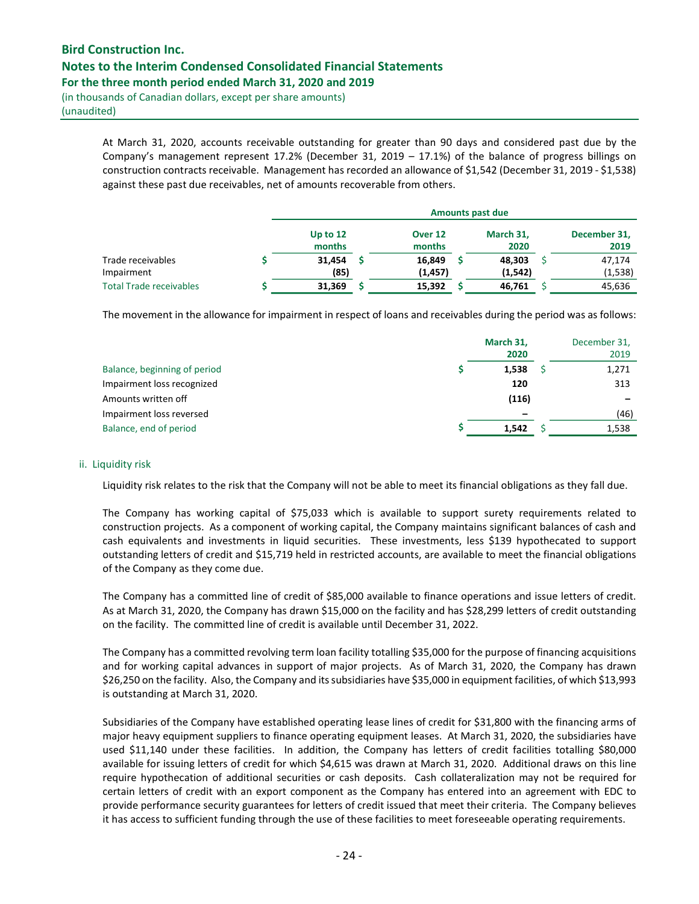At March 31, 2020, accounts receivable outstanding for greater than 90 days and considered past due by the Company's management represent 17.2% (December 31, 2019 – 17.1%) of the balance of progress billings on construction contracts receivable. Management has recorded an allowance of $1,542 (December 31, 2019 - $1,538) against these past due receivables, net of amounts recoverable from others.

| | Amounts past due | | | |
|---|---|---|---|---|
| | Up to 12 months | Over 12 months | March 31, 2020 | December 31, 2019 |
| Trade receivables | $ 31,454 | $ 16,849 | $ 48,303 | $ 47,174 |
| Impairment | (85) | (1,457) | (1,542) | (1,538) |
| Total Trade receivables | $ 31,369 | $ 15,392 | $ 46,761 | $ 45,636 |

The movement in the allowance for impairment in respect of loans and receivables during the period was as follows:

| | March 31, 2020 | December 31, 2019 |
|---|---|---|
| Balance, beginning of period | $ 1,538 | $ 1,271 |
| Impairment loss recognized | 120 | 313 |
| Amounts written off | (116) | – |
| Impairment loss reversed | – | (46) |
| Balance, end of period | $ 1,542 | $ 1,538 |

ii. Liquidity risk

Liquidity risk relates to the risk that the Company will not be able to meet its financial obligations as they fall due.

The Company has working capital of $75,033 which is available to support surety requirements related to construction projects. As a component of working capital, the Company maintains significant balances of cash and cash equivalents and investments in liquid securities. These investments, less $139 hypothecated to support outstanding letters of credit and $15,719 held in restricted accounts, are available to meet the financial obligations of the Company as they come due.

The Company has a committed line of credit of $85,000 available to finance operations and issue letters of credit. As at March 31, 2020, the Company has drawn $15,000 on the facility and has $28,299 letters of credit outstanding on the facility. The committed line of credit is available until December 31, 2022.

The Company has a committed revolving term loan facility totalling $35,000 for the purpose of financing acquisitions and for working capital advances in support of major projects. As of March 31, 2020, the Company has drawn $26,250 on the facility. Also, the Company and its subsidiaries have $35,000 in equipment facilities, of which $13,993 is outstanding at March 31, 2020.

Subsidiaries of the Company have established operating lease lines of credit for $31,800 with the financing arms of major heavy equipment suppliers to finance operating equipment leases. At March 31, 2020, the subsidiaries have used $11,140 under these facilities. In addition, the Company has letters of credit facilities totalling $80,000 available for issuing letters of credit for which $4,615 was drawn at March 31, 2020. Additional draws on this line require hypothecation of additional securities or cash deposits. Cash collateralization may not be required for certain letters of credit with an export component as the Company has entered into an agreement with EDC to provide performance security guarantees for letters of credit issued that meet their criteria. The Company believes it has access to sufficient funding through the use of these facilities to meet foreseeable operating requirements.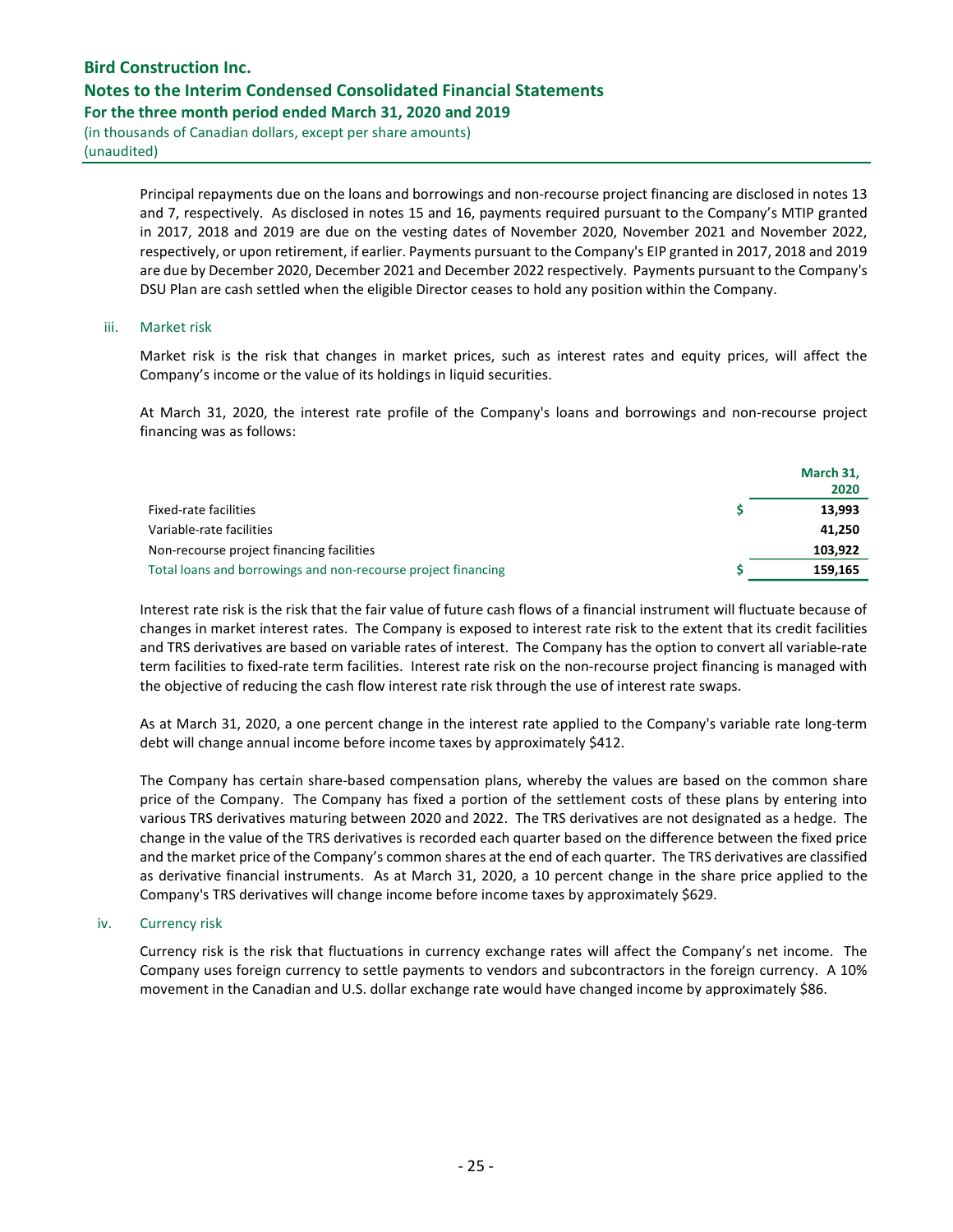Principal repayments due on the loans and borrowings and non-recourse project financing are disclosed in notes 13 and 7, respectively. As disclosed in notes 15 and 16, payments required pursuant to the Company's MTIP granted in 2017, 2018 and 2019 are due on the vesting dates of November 2020, November 2021 and November 2022, respectively, or upon retirement, if earlier. Payments pursuant to the Company's EIP granted in 2017, 2018 and 2019 are due by December 2020, December 2021 and December 2022 respectively. Payments pursuant to the Company's DSU Plan are cash settled when the eligible Director ceases to hold any position within the Company.

iii. Market risk

Market risk is the risk that changes in market prices, such as interest rates and equity prices, will affect the Company's income or the value of its holdings in liquid securities.

At March 31, 2020, the interest rate profile of the Company's loans and borrowings and non-recourse project financing was as follows:

| | | March 31, 2020 |
|---|---|---|
| Fixed-rate facilities | $ | **13,993** |
| Variable-rate facilities | | **41,250** |
| Non-recourse project financing facilities | | **103,922** |
| Total loans and borrowings and non-recourse project financing | $ | **159,165** |

Interest rate risk is the risk that the fair value of future cash flows of a financial instrument will fluctuate because of changes in market interest rates. The Company is exposed to interest rate risk to the extent that its credit facilities and TRS derivatives are based on variable rates of interest. The Company has the option to convert all variable-rate term facilities to fixed-rate term facilities. Interest rate risk on the non-recourse project financing is managed with the objective of reducing the cash flow interest rate risk through the use of interest rate swaps.

As at March 31, 2020, a one percent change in the interest rate applied to the Company's variable rate long-term debt will change annual income before income taxes by approximately $412.

The Company has certain share-based compensation plans, whereby the values are based on the common share price of the Company. The Company has fixed a portion of the settlement costs of these plans by entering into various TRS derivatives maturing between 2020 and 2022. The TRS derivatives are not designated as a hedge. The change in the value of the TRS derivatives is recorded each quarter based on the difference between the fixed price and the market price of the Company's common shares at the end of each quarter. The TRS derivatives are classified as derivative financial instruments. As at March 31, 2020, a 10 percent change in the share price applied to the Company's TRS derivatives will change income before income taxes by approximately $629.

iv. Currency risk

Currency risk is the risk that fluctuations in currency exchange rates will affect the Company's net income. The Company uses foreign currency to settle payments to vendors and subcontractors in the foreign currency. A 10% movement in the Canadian and U.S. dollar exchange rate would have changed income by approximately $86.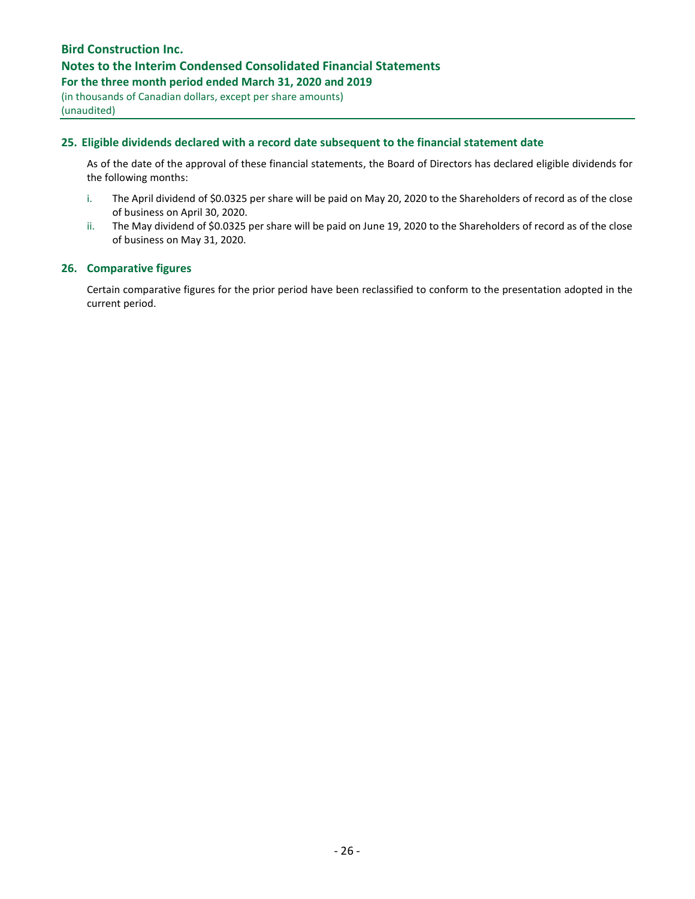## 25. Eligible dividends declared with a record date subsequent to the financial statement date

As of the date of the approval of these financial statements, the Board of Directors has declared eligible dividends for the following months:

i. The April dividend of $0.0325 per share will be paid on May 20, 2020 to the Shareholders of record as of the close of business on April 30, 2020.
ii. The May dividend of $0.0325 per share will be paid on June 19, 2020 to the Shareholders of record as of the close of business on May 31, 2020.

## 26. Comparative figures

Certain comparative figures for the prior period have been reclassified to conform to the presentation adopted in the current period.